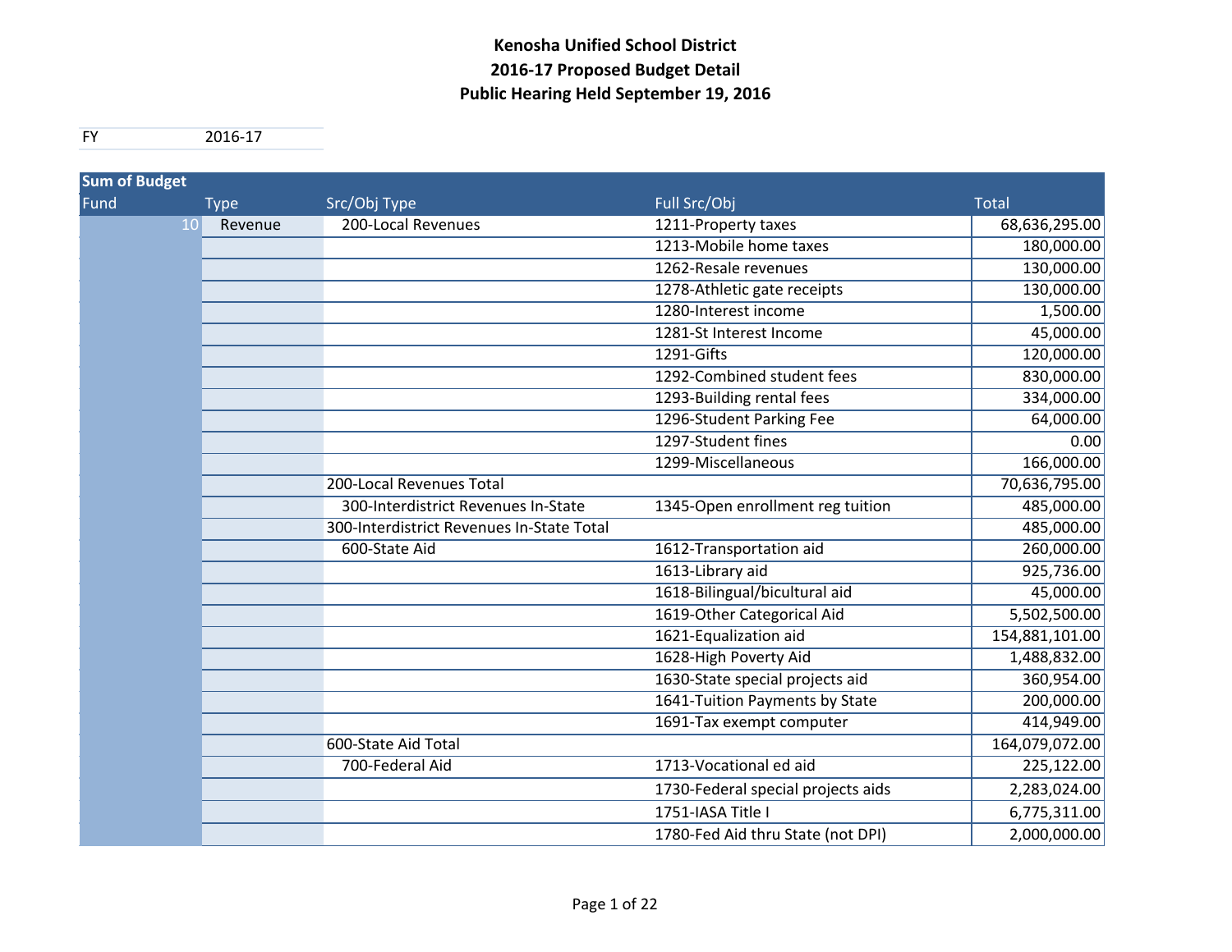**Kenosha Unified School District**
**2016-17 Proposed Budget Detail**
**Public Hearing Held September 19, 2016**

| FY | 2016-17 |
|---|---|

| Sum of Budget | | | | |
|---|---|---|---|---|
| Fund | Type | Src/Obj Type | Full Src/Obj | Total |
| 10 | Revenue | 200-Local Revenues | 1211-Property taxes | 68,636,295.00 |
| | | | 1213-Mobile home taxes | 180,000.00 |
| | | | 1262-Resale revenues | 130,000.00 |
| | | | 1278-Athletic gate receipts | 130,000.00 |
| | | | 1280-Interest income | 1,500.00 |
| | | | 1281-St Interest Income | 45,000.00 |
| | | | 1291-Gifts | 120,000.00 |
| | | | 1292-Combined student fees | 830,000.00 |
| | | | 1293-Building rental fees | 334,000.00 |
| | | | 1296-Student Parking Fee | 64,000.00 |
| | | | 1297-Student fines | 0.00 |
| | | | 1299-Miscellaneous | 166,000.00 |
| | | 200-Local Revenues Total | | 70,636,795.00 |
| | | 300-Interdistrict Revenues In-State | 1345-Open enrollment reg tuition | 485,000.00 |
| | | 300-Interdistrict Revenues In-State Total | | 485,000.00 |
| | | 600-State Aid | 1612-Transportation aid | 260,000.00 |
| | | | 1613-Library aid | 925,736.00 |
| | | | 1618-Bilingual/bicultural aid | 45,000.00 |
| | | | 1619-Other Categorical Aid | 5,502,500.00 |
| | | | 1621-Equalization aid | 154,881,101.00 |
| | | | 1628-High Poverty Aid | 1,488,832.00 |
| | | | 1630-State special projects aid | 360,954.00 |
| | | | 1641-Tuition Payments by State | 200,000.00 |
| | | | 1691-Tax exempt computer | 414,949.00 |
| | | 600-State Aid Total | | 164,079,072.00 |
| | | 700-Federal Aid | 1713-Vocational ed aid | 225,122.00 |
| | | | 1730-Federal special projects aids | 2,283,024.00 |
| | | | 1751-IASA Title I | 6,775,311.00 |
| | | | 1780-Fed Aid thru State (not DPI) | 2,000,000.00 |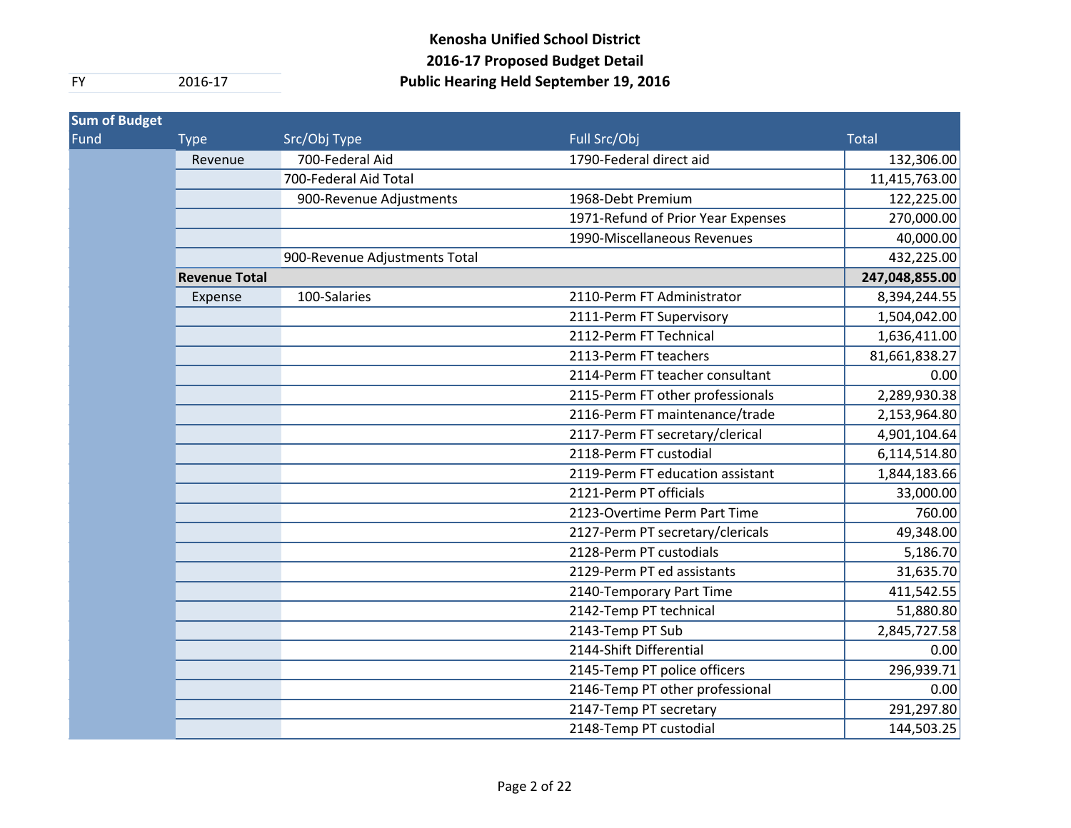**Kenosha Unified School District**
**2016-17 Proposed Budget Detail**
**Public Hearing Held September 19, 2016**

| FY | 2016-17 |
|---|---|

| Sum of Budget | | | | |
|---|---|---|---|---|
| Fund | Type | Src/Obj Type | Full Src/Obj | Total |
| | Revenue | 700-Federal Aid | 1790-Federal direct aid | 132,306.00 |
| | | 700-Federal Aid Total | | 11,415,763.00 |
| | | 900-Revenue Adjustments | 1968-Debt Premium | 122,225.00 |
| | | | 1971-Refund of Prior Year Expenses | 270,000.00 |
| | | | 1990-Miscellaneous Revenues | 40,000.00 |
| | | 900-Revenue Adjustments Total | | 432,225.00 |
| | **Revenue Total** | | | **247,048,855.00** |
| | Expense | 100-Salaries | 2110-Perm FT Administrator | 8,394,244.55 |
| | | | 2111-Perm FT Supervisory | 1,504,042.00 |
| | | | 2112-Perm FT Technical | 1,636,411.00 |
| | | | 2113-Perm FT teachers | 81,661,838.27 |
| | | | 2114-Perm FT teacher consultant | 0.00 |
| | | | 2115-Perm FT other professionals | 2,289,930.38 |
| | | | 2116-Perm FT maintenance/trade | 2,153,964.80 |
| | | | 2117-Perm FT secretary/clerical | 4,901,104.64 |
| | | | 2118-Perm FT custodial | 6,114,514.80 |
| | | | 2119-Perm FT education assistant | 1,844,183.66 |
| | | | 2121-Perm PT officials | 33,000.00 |
| | | | 2123-Overtime Perm Part Time | 760.00 |
| | | | 2127-Perm PT secretary/clericals | 49,348.00 |
| | | | 2128-Perm PT custodials | 5,186.70 |
| | | | 2129-Perm PT ed assistants | 31,635.70 |
| | | | 2140-Temporary Part Time | 411,542.55 |
| | | | 2142-Temp PT technical | 51,880.80 |
| | | | 2143-Temp PT Sub | 2,845,727.58 |
| | | | 2144-Shift Differential | 0.00 |
| | | | 2145-Temp PT police officers | 296,939.71 |
| | | | 2146-Temp PT other professional | 0.00 |
| | | | 2147-Temp PT secretary | 291,297.80 |
| | | | 2148-Temp PT custodial | 144,503.25 |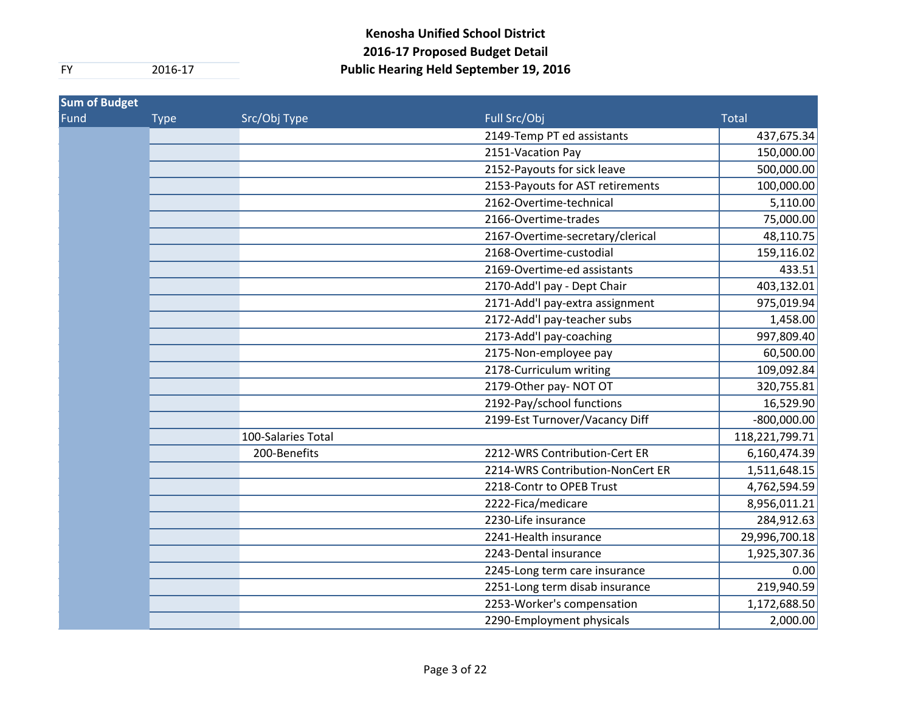**Kenosha Unified School District**
**2016-17 Proposed Budget Detail**
**Public Hearing Held September 19, 2016**

FY 2016-17

| Sum of Budget | | | | |
|---|---|---|---|---|
| Fund | Type | Src/Obj Type | Full Src/Obj | Total |
| | | | 2149-Temp PT ed assistants | 437,675.34 |
| | | | 2151-Vacation Pay | 150,000.00 |
| | | | 2152-Payouts for sick leave | 500,000.00 |
| | | | 2153-Payouts for AST retirements | 100,000.00 |
| | | | 2162-Overtime-technical | 5,110.00 |
| | | | 2166-Overtime-trades | 75,000.00 |
| | | | 2167-Overtime-secretary/clerical | 48,110.75 |
| | | | 2168-Overtime-custodial | 159,116.02 |
| | | | 2169-Overtime-ed assistants | 433.51 |
| | | | 2170-Add'l pay - Dept Chair | 403,132.01 |
| | | | 2171-Add'l pay-extra assignment | 975,019.94 |
| | | | 2172-Add'l pay-teacher subs | 1,458.00 |
| | | | 2173-Add'l pay-coaching | 997,809.40 |
| | | | 2175-Non-employee pay | 60,500.00 |
| | | | 2178-Curriculum writing | 109,092.84 |
| | | | 2179-Other pay- NOT OT | 320,755.81 |
| | | | 2192-Pay/school functions | 16,529.90 |
| | | | 2199-Est Turnover/Vacancy Diff | -800,000.00 |
| | | 100-Salaries Total | | 118,221,799.71 |
| | | 200-Benefits | 2212-WRS Contribution-Cert ER | 6,160,474.39 |
| | | | 2214-WRS Contribution-NonCert ER | 1,511,648.15 |
| | | | 2218-Contr to OPEB Trust | 4,762,594.59 |
| | | | 2222-Fica/medicare | 8,956,011.21 |
| | | | 2230-Life insurance | 284,912.63 |
| | | | 2241-Health insurance | 29,996,700.18 |
| | | | 2243-Dental insurance | 1,925,307.36 |
| | | | 2245-Long term care insurance | 0.00 |
| | | | 2251-Long term disab insurance | 219,940.59 |
| | | | 2253-Worker's compensation | 1,172,688.50 |
| | | | 2290-Employment physicals | 2,000.00 |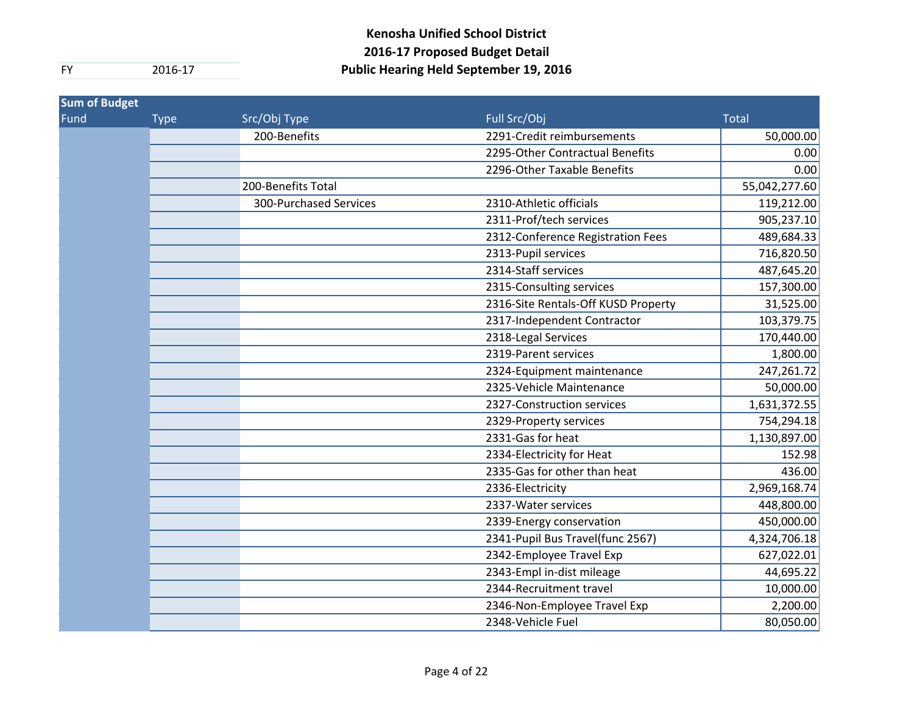# Kenosha Unified School District

## 2016-17 Proposed Budget Detail

## Public Hearing Held September 19, 2016

FY 2016-17

| Sum of Budget | | | | |
|---|---|---|---|---|
| Fund | Type | Src/Obj Type | Full Src/Obj | Total |
| | | 200-Benefits | 2291-Credit reimbursements | 50,000.00 |
| | | | 2295-Other Contractual Benefits | 0.00 |
| | | | 2296-Other Taxable Benefits | 0.00 |
| | | 200-Benefits Total | | 55,042,277.60 |
| | | 300-Purchased Services | 2310-Athletic officials | 119,212.00 |
| | | | 2311-Prof/tech services | 905,237.10 |
| | | | 2312-Conference Registration Fees | 489,684.33 |
| | | | 2313-Pupil services | 716,820.50 |
| | | | 2314-Staff services | 487,645.20 |
| | | | 2315-Consulting services | 157,300.00 |
| | | | 2316-Site Rentals-Off KUSD Property | 31,525.00 |
| | | | 2317-Independent Contractor | 103,379.75 |
| | | | 2318-Legal Services | 170,440.00 |
| | | | 2319-Parent services | 1,800.00 |
| | | | 2324-Equipment maintenance | 247,261.72 |
| | | | 2325-Vehicle Maintenance | 50,000.00 |
| | | | 2327-Construction services | 1,631,372.55 |
| | | | 2329-Property services | 754,294.18 |
| | | | 2331-Gas for heat | 1,130,897.00 |
| | | | 2334-Electricity for Heat | 152.98 |
| | | | 2335-Gas for other than heat | 436.00 |
| | | | 2336-Electricity | 2,969,168.74 |
| | | | 2337-Water services | 448,800.00 |
| | | | 2339-Energy conservation | 450,000.00 |
| | | | 2341-Pupil Bus Travel(func 2567) | 4,324,706.18 |
| | | | 2342-Employee Travel Exp | 627,022.01 |
| | | | 2343-Empl in-dist mileage | 44,695.22 |
| | | | 2344-Recruitment travel | 10,000.00 |
| | | | 2346-Non-Employee Travel Exp | 2,200.00 |
| | | | 2348-Vehicle Fuel | 80,050.00 |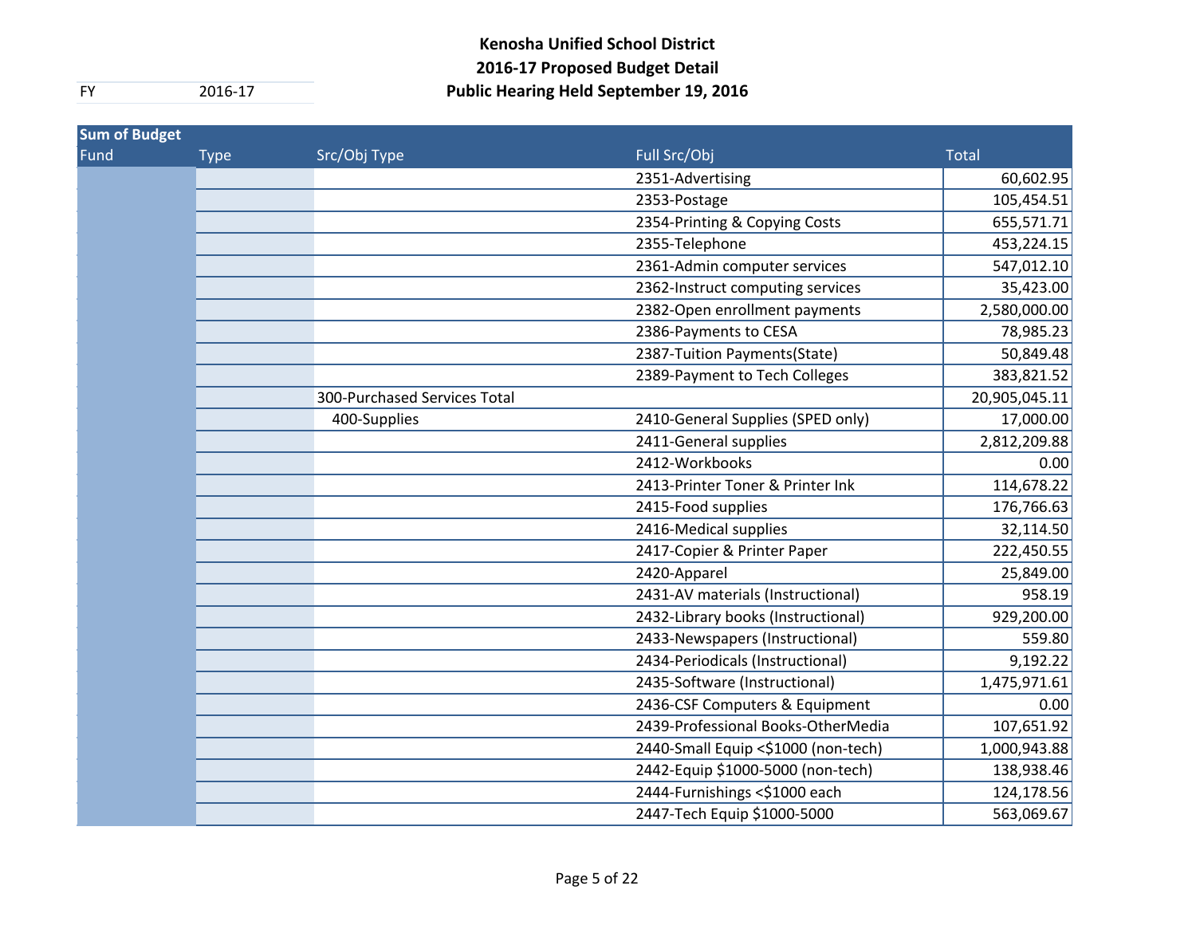# Kenosha Unified School District
## 2016-17 Proposed Budget Detail
## Public Hearing Held September 19, 2016

FY 2016-17

| Sum of Budget | | | | |
|---|---|---|---|---|
| Fund | Type | Src/Obj Type | Full Src/Obj | Total |
| | | | 2351-Advertising | 60,602.95 |
| | | | 2353-Postage | 105,454.51 |
| | | | 2354-Printing & Copying Costs | 655,571.71 |
| | | | 2355-Telephone | 453,224.15 |
| | | | 2361-Admin computer services | 547,012.10 |
| | | | 2362-Instruct computing services | 35,423.00 |
| | | | 2382-Open enrollment payments | 2,580,000.00 |
| | | | 2386-Payments to CESA | 78,985.23 |
| | | | 2387-Tuition Payments(State) | 50,849.48 |
| | | | 2389-Payment to Tech Colleges | 383,821.52 |
| | | 300-Purchased Services Total | | 20,905,045.11 |
| | | 400-Supplies | 2410-General Supplies (SPED only) | 17,000.00 |
| | | | 2411-General supplies | 2,812,209.88 |
| | | | 2412-Workbooks | 0.00 |
| | | | 2413-Printer Toner & Printer Ink | 114,678.22 |
| | | | 2415-Food supplies | 176,766.63 |
| | | | 2416-Medical supplies | 32,114.50 |
| | | | 2417-Copier & Printer Paper | 222,450.55 |
| | | | 2420-Apparel | 25,849.00 |
| | | | 2431-AV materials (Instructional) | 958.19 |
| | | | 2432-Library books (Instructional) | 929,200.00 |
| | | | 2433-Newspapers (Instructional) | 559.80 |
| | | | 2434-Periodicals (Instructional) | 9,192.22 |
| | | | 2435-Software (Instructional) | 1,475,971.61 |
| | | | 2436-CSF Computers & Equipment | 0.00 |
| | | | 2439-Professional Books-OtherMedia | 107,651.92 |
| | | | 2440-Small Equip <$1000 (non-tech) | 1,000,943.88 |
| | | | 2442-Equip $1000-5000 (non-tech) | 138,938.46 |
| | | | 2444-Furnishings <$1000 each | 124,178.56 |
| | | | 2447-Tech Equip $1000-5000 | 563,069.67 |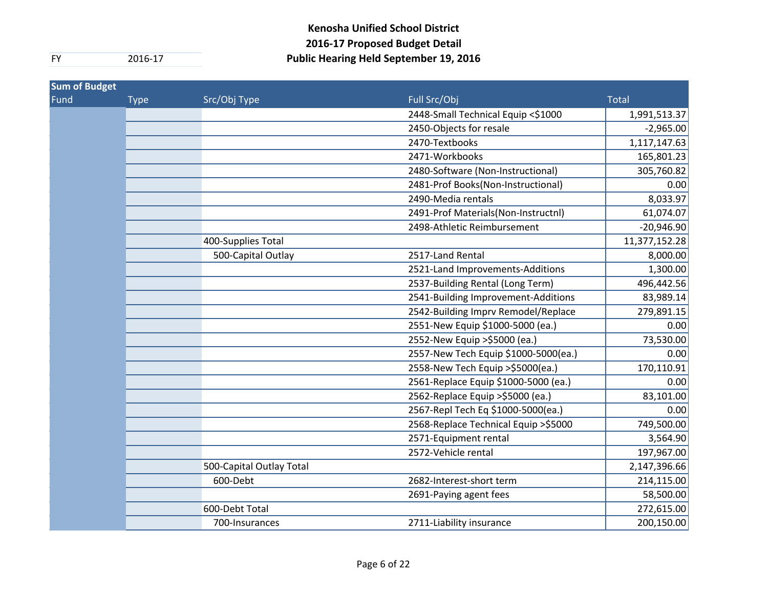# Kenosha Unified School District
## 2016-17 Proposed Budget Detail
## Public Hearing Held September 19, 2016

FY 2016-17

| Sum of Budget | | | | |
|---|---|---|---|---|
| Fund | Type | Src/Obj Type | Full Src/Obj | Total |
| | | | 2448-Small Technical Equip <$1000 | 1,991,513.37 |
| | | | 2450-Objects for resale | -2,965.00 |
| | | | 2470-Textbooks | 1,117,147.63 |
| | | | 2471-Workbooks | 165,801.23 |
| | | | 2480-Software (Non-Instructional) | 305,760.82 |
| | | | 2481-Prof Books(Non-Instructional) | 0.00 |
| | | | 2490-Media rentals | 8,033.97 |
| | | | 2491-Prof Materials(Non-Instructnl) | 61,074.07 |
| | | | 2498-Athletic Reimbursement | -20,946.90 |
| | | 400-Supplies Total | | 11,377,152.28 |
| | | 500-Capital Outlay | 2517-Land Rental | 8,000.00 |
| | | | 2521-Land Improvements-Additions | 1,300.00 |
| | | | 2537-Building Rental (Long Term) | 496,442.56 |
| | | | 2541-Building Improvement-Additions | 83,989.14 |
| | | | 2542-Building Imprv Remodel/Replace | 279,891.15 |
| | | | 2551-New Equip $1000-5000 (ea.) | 0.00 |
| | | | 2552-New Equip >$5000 (ea.) | 73,530.00 |
| | | | 2557-New Tech Equip $1000-5000(ea.) | 0.00 |
| | | | 2558-New Tech Equip >$5000(ea.) | 170,110.91 |
| | | | 2561-Replace Equip $1000-5000 (ea.) | 0.00 |
| | | | 2562-Replace Equip >$5000 (ea.) | 83,101.00 |
| | | | 2567-Repl Tech Eq $1000-5000(ea.) | 0.00 |
| | | | 2568-Replace Technical Equip >$5000 | 749,500.00 |
| | | | 2571-Equipment rental | 3,564.90 |
| | | | 2572-Vehicle rental | 197,967.00 |
| | | 500-Capital Outlay Total | | 2,147,396.66 |
| | | 600-Debt | 2682-Interest-short term | 214,115.00 |
| | | | 2691-Paying agent fees | 58,500.00 |
| | | 600-Debt Total | | 272,615.00 |
| | | 700-Insurances | 2711-Liability insurance | 200,150.00 |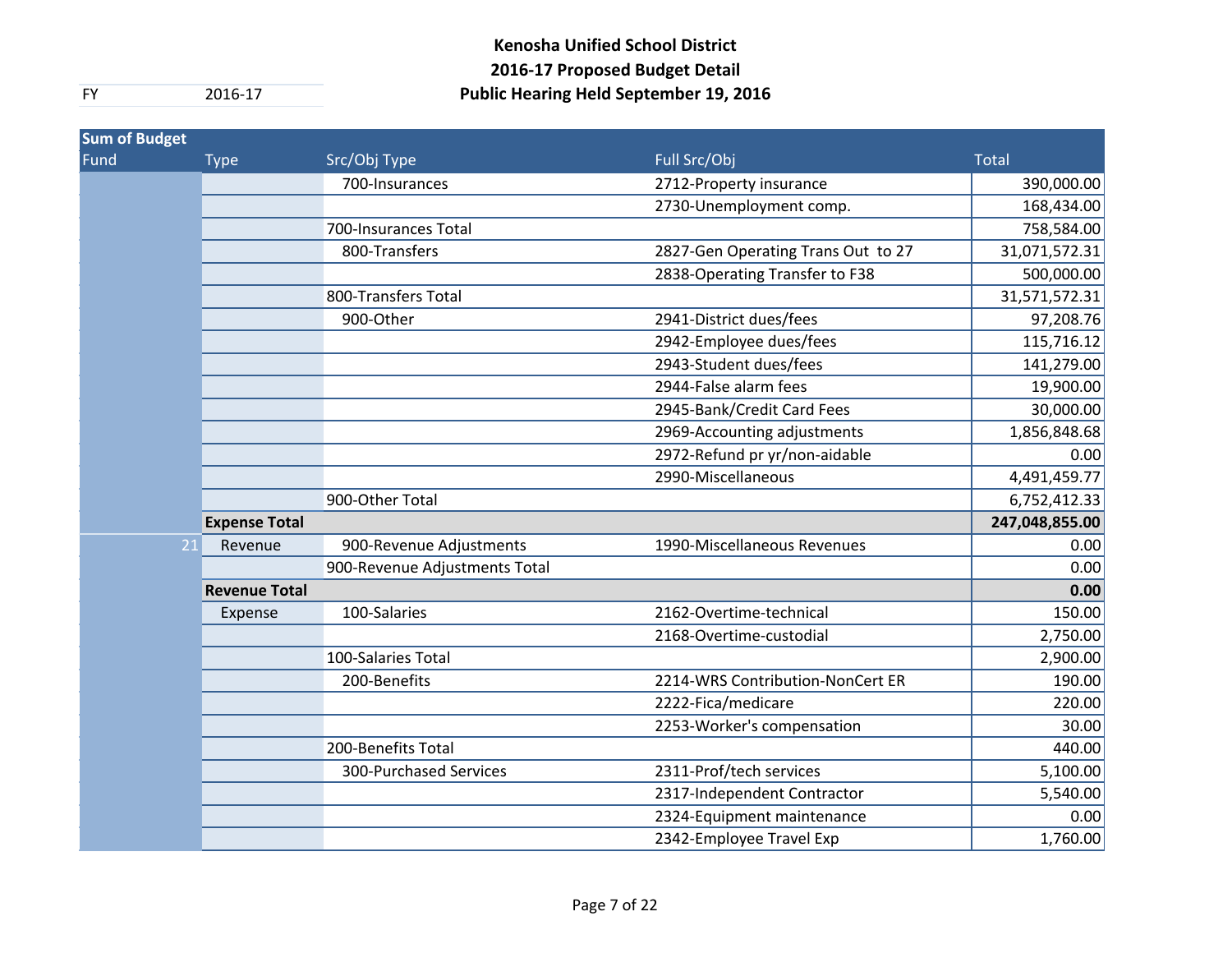# Kenosha Unified School District
## 2016-17 Proposed Budget Detail
## Public Hearing Held September 19, 2016

FY 2016-17

| Sum of Budget | | | | |
|---|---|---|---|---|
| Fund | Type | Src/Obj Type | Full Src/Obj | Total |
| | | 700-Insurances | 2712-Property insurance | 390,000.00 |
| | | | 2730-Unemployment comp. | 168,434.00 |
| | | 700-Insurances Total | | 758,584.00 |
| | | 800-Transfers | 2827-Gen Operating Trans Out to 27 | 31,071,572.31 |
| | | | 2838-Operating Transfer to F38 | 500,000.00 |
| | | 800-Transfers Total | | 31,571,572.31 |
| | | 900-Other | 2941-District dues/fees | 97,208.76 |
| | | | 2942-Employee dues/fees | 115,716.12 |
| | | | 2943-Student dues/fees | 141,279.00 |
| | | | 2944-False alarm fees | 19,900.00 |
| | | | 2945-Bank/Credit Card Fees | 30,000.00 |
| | | | 2969-Accounting adjustments | 1,856,848.68 |
| | | | 2972-Refund pr yr/non-aidable | 0.00 |
| | | | 2990-Miscellaneous | 4,491,459.77 |
| | | 900-Other Total | | 6,752,412.33 |
| | **Expense Total** | | | **247,048,855.00** |
| 21 | Revenue | 900-Revenue Adjustments | 1990-Miscellaneous Revenues | 0.00 |
| | | 900-Revenue Adjustments Total | | 0.00 |
| | **Revenue Total** | | | **0.00** |
| | Expense | 100-Salaries | 2162-Overtime-technical | 150.00 |
| | | | 2168-Overtime-custodial | 2,750.00 |
| | | 100-Salaries Total | | 2,900.00 |
| | | 200-Benefits | 2214-WRS Contribution-NonCert ER | 190.00 |
| | | | 2222-Fica/medicare | 220.00 |
| | | | 2253-Worker's compensation | 30.00 |
| | | 200-Benefits Total | | 440.00 |
| | | 300-Purchased Services | 2311-Prof/tech services | 5,100.00 |
| | | | 2317-Independent Contractor | 5,540.00 |
| | | | 2324-Equipment maintenance | 0.00 |
| | | | 2342-Employee Travel Exp | 1,760.00 |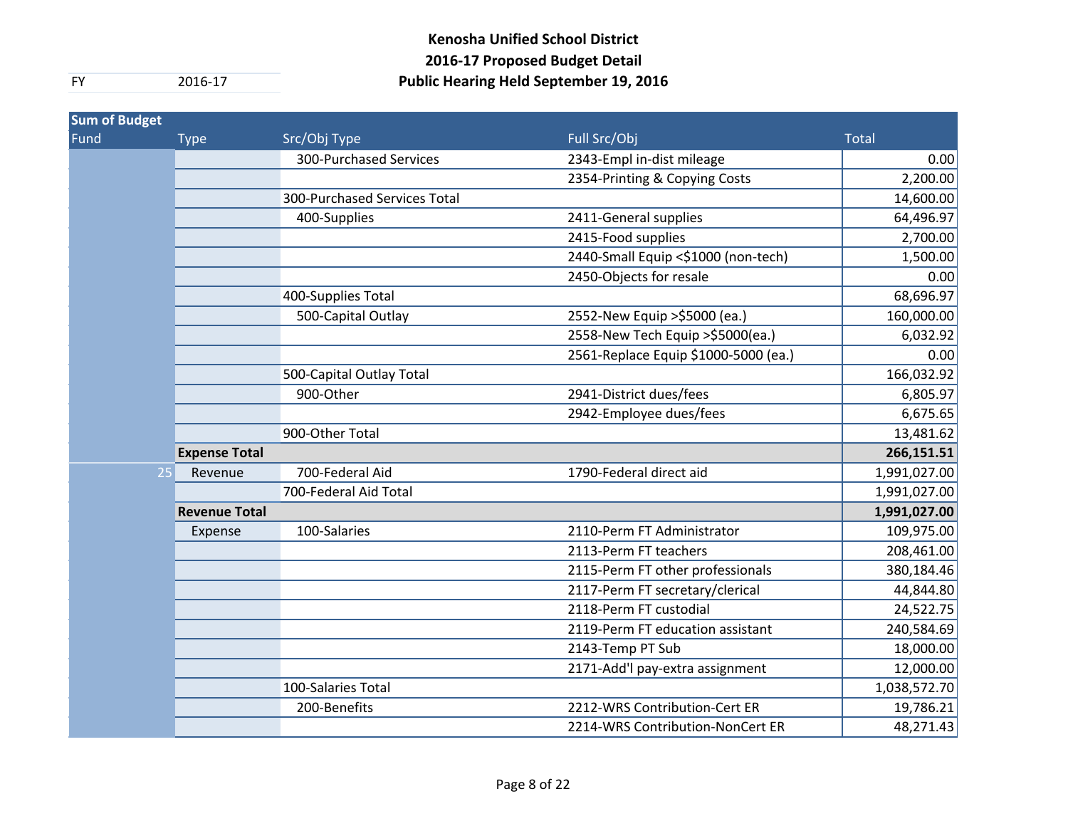**Kenosha Unified School District**
**2016-17 Proposed Budget Detail**
**Public Hearing Held September 19, 2016**

| FY | 2016-17 |
|---|---|

| Sum of Budget | | | | |
|---|---|---|---|---|
| Fund | Type | Src/Obj Type | Full Src/Obj | Total |
| | | 300-Purchased Services | 2343-Empl in-dist mileage | 0.00 |
| | | | 2354-Printing & Copying Costs | 2,200.00 |
| | | 300-Purchased Services Total | | 14,600.00 |
| | | 400-Supplies | 2411-General supplies | 64,496.97 |
| | | | 2415-Food supplies | 2,700.00 |
| | | | 2440-Small Equip <$1000 (non-tech) | 1,500.00 |
| | | | 2450-Objects for resale | 0.00 |
| | | 400-Supplies Total | | 68,696.97 |
| | | 500-Capital Outlay | 2552-New Equip >$5000 (ea.) | 160,000.00 |
| | | | 2558-New Tech Equip >$5000(ea.) | 6,032.92 |
| | | | 2561-Replace Equip $1000-5000 (ea.) | 0.00 |
| | | 500-Capital Outlay Total | | 166,032.92 |
| | | 900-Other | 2941-District dues/fees | 6,805.97 |
| | | | 2942-Employee dues/fees | 6,675.65 |
| | | 900-Other Total | | 13,481.62 |
| | **Expense Total** | | | **266,151.51** |
| 25 | Revenue | 700-Federal Aid | 1790-Federal direct aid | 1,991,027.00 |
| | | 700-Federal Aid Total | | 1,991,027.00 |
| | **Revenue Total** | | | **1,991,027.00** |
| | Expense | 100-Salaries | 2110-Perm FT Administrator | 109,975.00 |
| | | | 2113-Perm FT teachers | 208,461.00 |
| | | | 2115-Perm FT other professionals | 380,184.46 |
| | | | 2117-Perm FT secretary/clerical | 44,844.80 |
| | | | 2118-Perm FT custodial | 24,522.75 |
| | | | 2119-Perm FT education assistant | 240,584.69 |
| | | | 2143-Temp PT Sub | 18,000.00 |
| | | | 2171-Add'l pay-extra assignment | 12,000.00 |
| | | 100-Salaries Total | | 1,038,572.70 |
| | | 200-Benefits | 2212-WRS Contribution-Cert ER | 19,786.21 |
| | | | 2214-WRS Contribution-NonCert ER | 48,271.43 |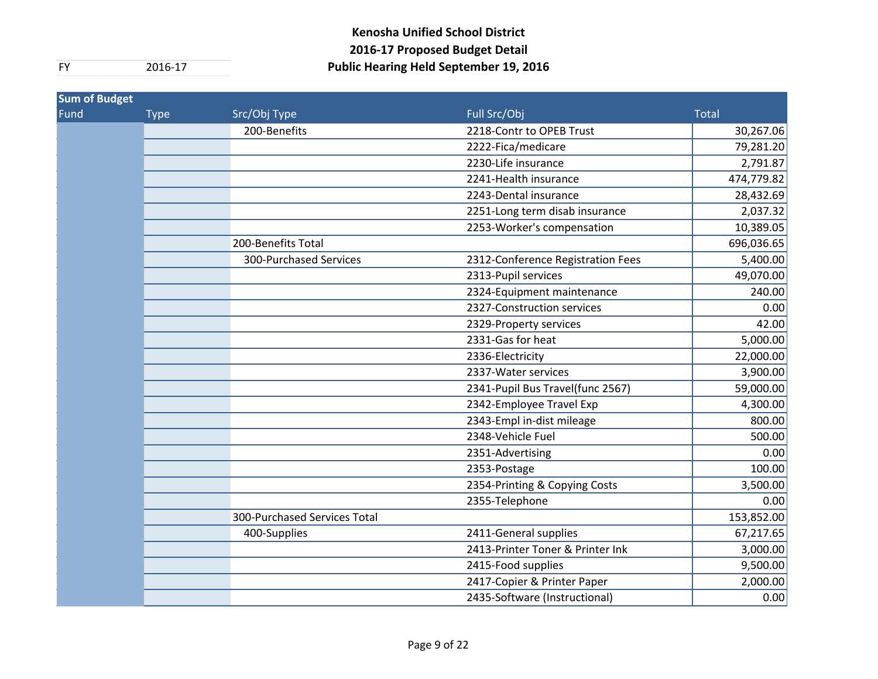# Kenosha Unified School District
## 2016-17 Proposed Budget Detail
## Public Hearing Held September 19, 2016

FY 2016-17

| Sum of Budget | | | | |
|---|---|---|---|---|
| Fund | Type | Src/Obj Type | Full Src/Obj | Total |
| | | 200-Benefits | 2218-Contr to OPEB Trust | 30,267.06 |
| | | | 2222-Fica/medicare | 79,281.20 |
| | | | 2230-Life insurance | 2,791.87 |
| | | | 2241-Health insurance | 474,779.82 |
| | | | 2243-Dental insurance | 28,432.69 |
| | | | 2251-Long term disab insurance | 2,037.32 |
| | | | 2253-Worker's compensation | 10,389.05 |
| | | 200-Benefits Total | | 696,036.65 |
| | | 300-Purchased Services | 2312-Conference Registration Fees | 5,400.00 |
| | | | 2313-Pupil services | 49,070.00 |
| | | | 2324-Equipment maintenance | 240.00 |
| | | | 2327-Construction services | 0.00 |
| | | | 2329-Property services | 42.00 |
| | | | 2331-Gas for heat | 5,000.00 |
| | | | 2336-Electricity | 22,000.00 |
| | | | 2337-Water services | 3,900.00 |
| | | | 2341-Pupil Bus Travel(func 2567) | 59,000.00 |
| | | | 2342-Employee Travel Exp | 4,300.00 |
| | | | 2343-Empl in-dist mileage | 800.00 |
| | | | 2348-Vehicle Fuel | 500.00 |
| | | | 2351-Advertising | 0.00 |
| | | | 2353-Postage | 100.00 |
| | | | 2354-Printing & Copying Costs | 3,500.00 |
| | | | 2355-Telephone | 0.00 |
| | | 300-Purchased Services Total | | 153,852.00 |
| | | 400-Supplies | 2411-General supplies | 67,217.65 |
| | | | 2413-Printer Toner & Printer Ink | 3,000.00 |
| | | | 2415-Food supplies | 9,500.00 |
| | | | 2417-Copier & Printer Paper | 2,000.00 |
| | | | 2435-Software (Instructional) | 0.00 |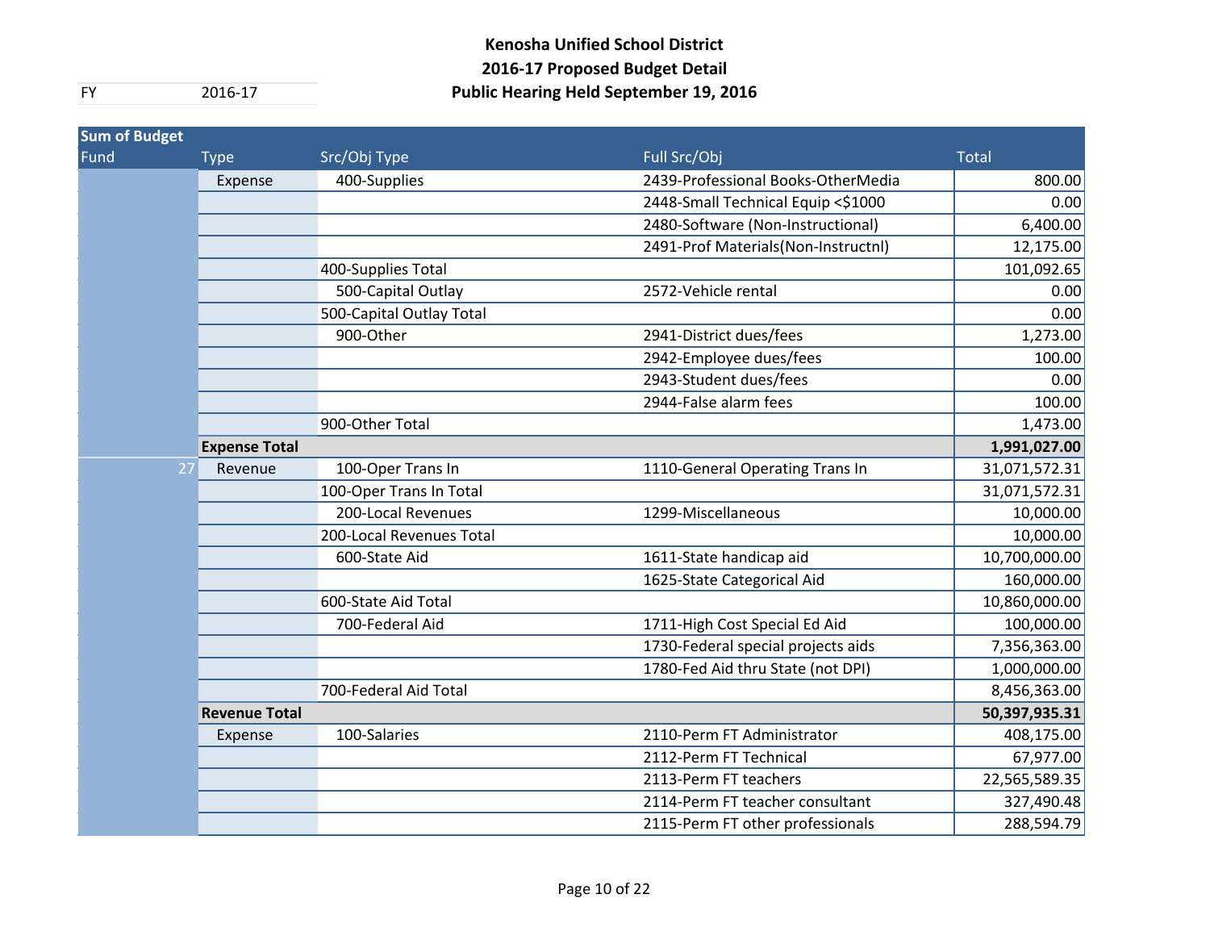# Kenosha Unified School District
## 2016-17 Proposed Budget Detail
## Public Hearing Held September 19, 2016

FY 2016-17

| Sum of Budget | | | | |
|---|---|---|---|---|
| Fund | Type | Src/Obj Type | Full Src/Obj | Total |
| | Expense | 400-Supplies | 2439-Professional Books-OtherMedia | 800.00 |
| | | | 2448-Small Technical Equip <$1000 | 0.00 |
| | | | 2480-Software (Non-Instructional) | 6,400.00 |
| | | | 2491-Prof Materials(Non-Instructnl) | 12,175.00 |
| | | 400-Supplies Total | | 101,092.65 |
| | | 500-Capital Outlay | 2572-Vehicle rental | 0.00 |
| | | 500-Capital Outlay Total | | 0.00 |
| | | 900-Other | 2941-District dues/fees | 1,273.00 |
| | | | 2942-Employee dues/fees | 100.00 |
| | | | 2943-Student dues/fees | 0.00 |
| | | | 2944-False alarm fees | 100.00 |
| | | 900-Other Total | | 1,473.00 |
| | **Expense Total** | | | **1,991,027.00** |
| 27 | Revenue | 100-Oper Trans In | 1110-General Operating Trans In | 31,071,572.31 |
| | | 100-Oper Trans In Total | | 31,071,572.31 |
| | | 200-Local Revenues | 1299-Miscellaneous | 10,000.00 |
| | | 200-Local Revenues Total | | 10,000.00 |
| | | 600-State Aid | 1611-State handicap aid | 10,700,000.00 |
| | | | 1625-State Categorical Aid | 160,000.00 |
| | | 600-State Aid Total | | 10,860,000.00 |
| | | 700-Federal Aid | 1711-High Cost Special Ed Aid | 100,000.00 |
| | | | 1730-Federal special projects aids | 7,356,363.00 |
| | | | 1780-Fed Aid thru State (not DPI) | 1,000,000.00 |
| | | 700-Federal Aid Total | | 8,456,363.00 |
| | **Revenue Total** | | | **50,397,935.31** |
| | Expense | 100-Salaries | 2110-Perm FT Administrator | 408,175.00 |
| | | | 2112-Perm FT Technical | 67,977.00 |
| | | | 2113-Perm FT teachers | 22,565,589.35 |
| | | | 2114-Perm FT teacher consultant | 327,490.48 |
| | | | 2115-Perm FT other professionals | 288,594.79 |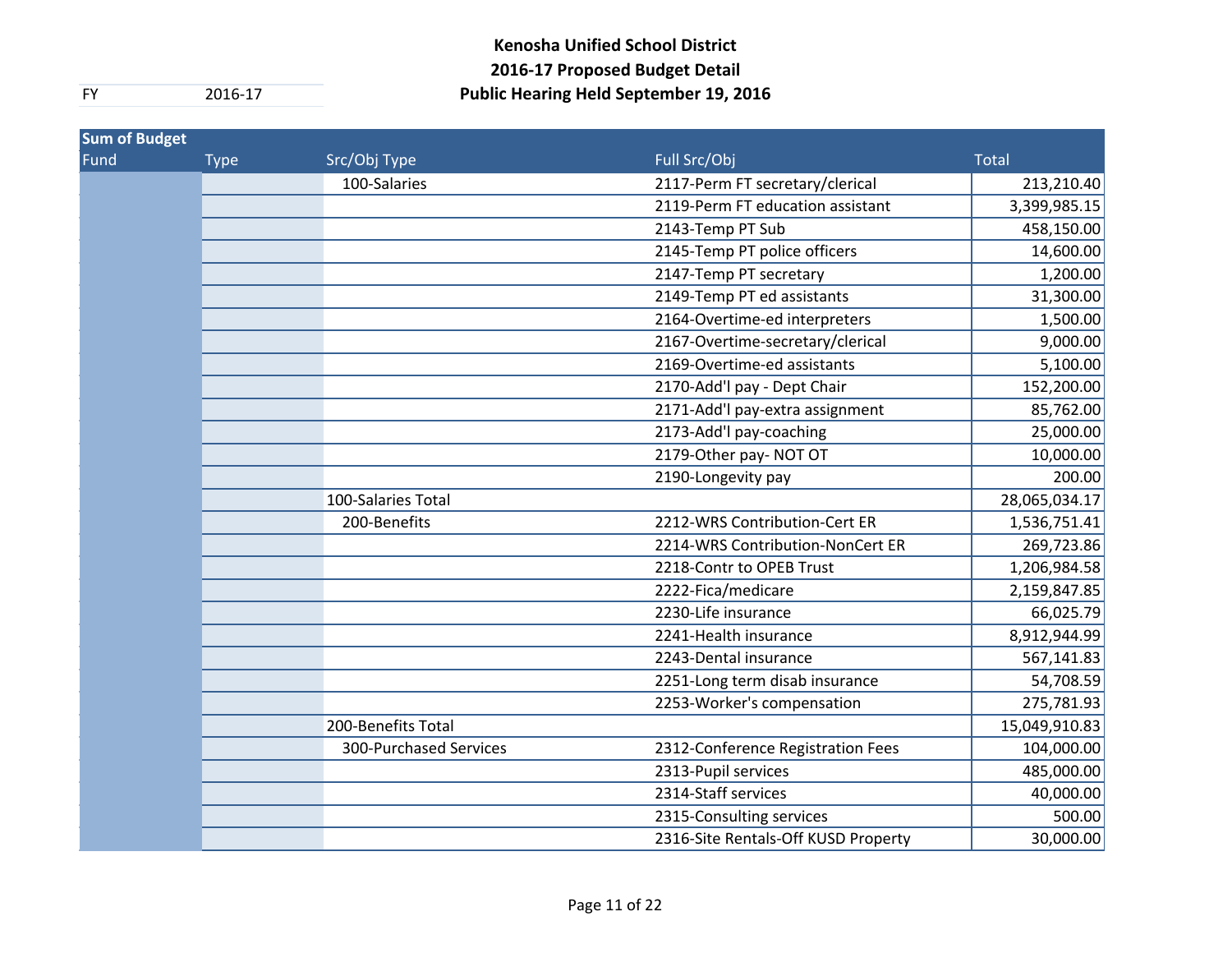**Kenosha Unified School District**
**2016-17 Proposed Budget Detail**
**Public Hearing Held September 19, 2016**

| FY | 2016-17 |
|---|---|

| Sum of Budget | | | | |
|---|---|---|---|---|
| Fund | Type | Src/Obj Type | Full Src/Obj | Total |
| | | 100-Salaries | 2117-Perm FT secretary/clerical | 213,210.40 |
| | | | 2119-Perm FT education assistant | 3,399,985.15 |
| | | | 2143-Temp PT Sub | 458,150.00 |
| | | | 2145-Temp PT police officers | 14,600.00 |
| | | | 2147-Temp PT secretary | 1,200.00 |
| | | | 2149-Temp PT ed assistants | 31,300.00 |
| | | | 2164-Overtime-ed interpreters | 1,500.00 |
| | | | 2167-Overtime-secretary/clerical | 9,000.00 |
| | | | 2169-Overtime-ed assistants | 5,100.00 |
| | | | 2170-Add'l pay - Dept Chair | 152,200.00 |
| | | | 2171-Add'l pay-extra assignment | 85,762.00 |
| | | | 2173-Add'l pay-coaching | 25,000.00 |
| | | | 2179-Other pay- NOT OT | 10,000.00 |
| | | | 2190-Longevity pay | 200.00 |
| | | 100-Salaries Total | | 28,065,034.17 |
| | | 200-Benefits | 2212-WRS Contribution-Cert ER | 1,536,751.41 |
| | | | 2214-WRS Contribution-NonCert ER | 269,723.86 |
| | | | 2218-Contr to OPEB Trust | 1,206,984.58 |
| | | | 2222-Fica/medicare | 2,159,847.85 |
| | | | 2230-Life insurance | 66,025.79 |
| | | | 2241-Health insurance | 8,912,944.99 |
| | | | 2243-Dental insurance | 567,141.83 |
| | | | 2251-Long term disab insurance | 54,708.59 |
| | | | 2253-Worker's compensation | 275,781.93 |
| | | 200-Benefits Total | | 15,049,910.83 |
| | | 300-Purchased Services | 2312-Conference Registration Fees | 104,000.00 |
| | | | 2313-Pupil services | 485,000.00 |
| | | | 2314-Staff services | 40,000.00 |
| | | | 2315-Consulting services | 500.00 |
| | | | 2316-Site Rentals-Off KUSD Property | 30,000.00 |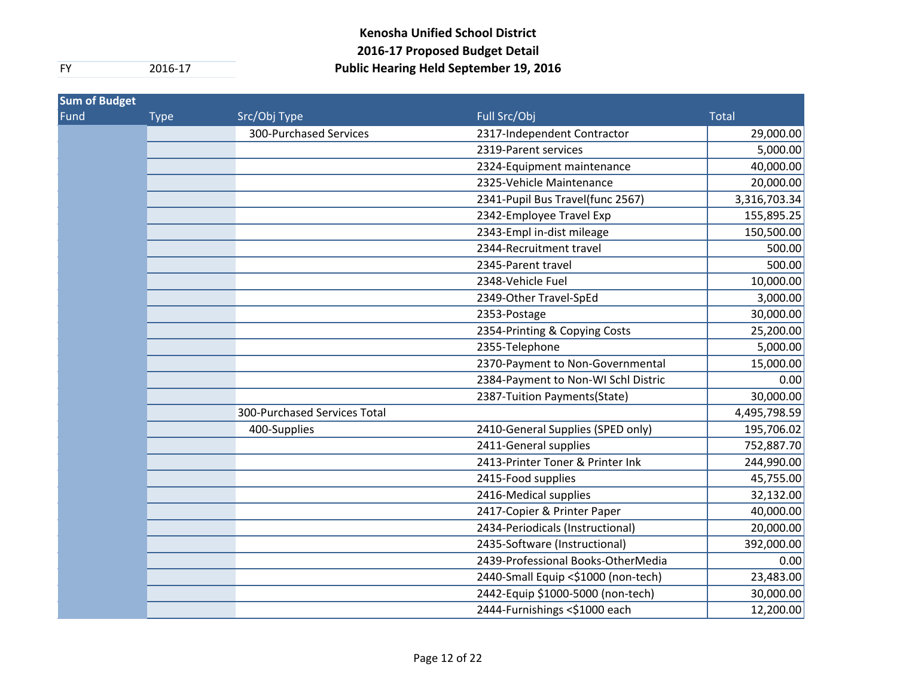**Kenosha Unified School District**
**2016-17 Proposed Budget Detail**
**Public Hearing Held September 19, 2016**

| FY | 2016-17 |
|---|---|

| Sum of Budget | | | | |
|---|---|---|---|---|
| Fund | Type | Src/Obj Type | Full Src/Obj | Total |
| | | 300-Purchased Services | 2317-Independent Contractor | 29,000.00 |
| | | | 2319-Parent services | 5,000.00 |
| | | | 2324-Equipment maintenance | 40,000.00 |
| | | | 2325-Vehicle Maintenance | 20,000.00 |
| | | | 2341-Pupil Bus Travel(func 2567) | 3,316,703.34 |
| | | | 2342-Employee Travel Exp | 155,895.25 |
| | | | 2343-Empl in-dist mileage | 150,500.00 |
| | | | 2344-Recruitment travel | 500.00 |
| | | | 2345-Parent travel | 500.00 |
| | | | 2348-Vehicle Fuel | 10,000.00 |
| | | | 2349-Other Travel-SpEd | 3,000.00 |
| | | | 2353-Postage | 30,000.00 |
| | | | 2354-Printing & Copying Costs | 25,200.00 |
| | | | 2355-Telephone | 5,000.00 |
| | | | 2370-Payment to Non-Governmental | 15,000.00 |
| | | | 2384-Payment to Non-WI Schl Distric | 0.00 |
| | | | 2387-Tuition Payments(State) | 30,000.00 |
| | | 300-Purchased Services Total | | 4,495,798.59 |
| | | 400-Supplies | 2410-General Supplies (SPED only) | 195,706.02 |
| | | | 2411-General supplies | 752,887.70 |
| | | | 2413-Printer Toner & Printer Ink | 244,990.00 |
| | | | 2415-Food supplies | 45,755.00 |
| | | | 2416-Medical supplies | 32,132.00 |
| | | | 2417-Copier & Printer Paper | 40,000.00 |
| | | | 2434-Periodicals (Instructional) | 20,000.00 |
| | | | 2435-Software (Instructional) | 392,000.00 |
| | | | 2439-Professional Books-OtherMedia | 0.00 |
| | | | 2440-Small Equip <$1000 (non-tech) | 23,483.00 |
| | | | 2442-Equip $1000-5000 (non-tech) | 30,000.00 |
| | | | 2444-Furnishings <$1000 each | 12,200.00 |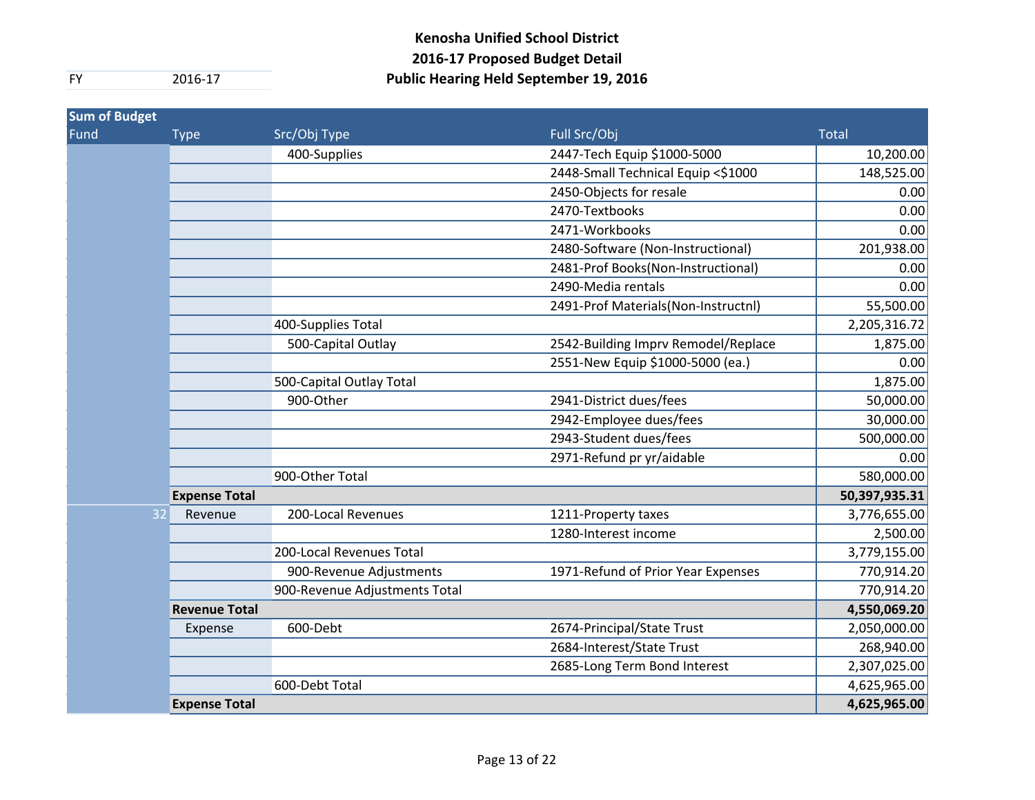# Kenosha Unified School District
## 2016-17 Proposed Budget Detail
## Public Hearing Held September 19, 2016

FY 2016-17

| Sum of Budget | | | | |
|---|---|---|---|---|
| Fund | Type | Src/Obj Type | Full Src/Obj | Total |
| | | 400-Supplies | 2447-Tech Equip $1000-5000 | 10,200.00 |
| | | | 2448-Small Technical Equip <$1000 | 148,525.00 |
| | | | 2450-Objects for resale | 0.00 |
| | | | 2470-Textbooks | 0.00 |
| | | | 2471-Workbooks | 0.00 |
| | | | 2480-Software (Non-Instructional) | 201,938.00 |
| | | | 2481-Prof Books(Non-Instructional) | 0.00 |
| | | | 2490-Media rentals | 0.00 |
| | | | 2491-Prof Materials(Non-Instructnl) | 55,500.00 |
| | | 400-Supplies Total | | 2,205,316.72 |
| | | 500-Capital Outlay | 2542-Building Imprv Remodel/Replace | 1,875.00 |
| | | | 2551-New Equip $1000-5000 (ea.) | 0.00 |
| | | 500-Capital Outlay Total | | 1,875.00 |
| | | 900-Other | 2941-District dues/fees | 50,000.00 |
| | | | 2942-Employee dues/fees | 30,000.00 |
| | | | 2943-Student dues/fees | 500,000.00 |
| | | | 2971-Refund pr yr/aidable | 0.00 |
| | | 900-Other Total | | 580,000.00 |
| | **Expense Total** | | | **50,397,935.31** |
| 32 | Revenue | 200-Local Revenues | 1211-Property taxes | 3,776,655.00 |
| | | | 1280-Interest income | 2,500.00 |
| | | 200-Local Revenues Total | | 3,779,155.00 |
| | | 900-Revenue Adjustments | 1971-Refund of Prior Year Expenses | 770,914.20 |
| | | 900-Revenue Adjustments Total | | 770,914.20 |
| | **Revenue Total** | | | **4,550,069.20** |
| | Expense | 600-Debt | 2674-Principal/State Trust | 2,050,000.00 |
| | | | 2684-Interest/State Trust | 268,940.00 |
| | | | 2685-Long Term Bond Interest | 2,307,025.00 |
| | | 600-Debt Total | | 4,625,965.00 |
| | **Expense Total** | | | **4,625,965.00** |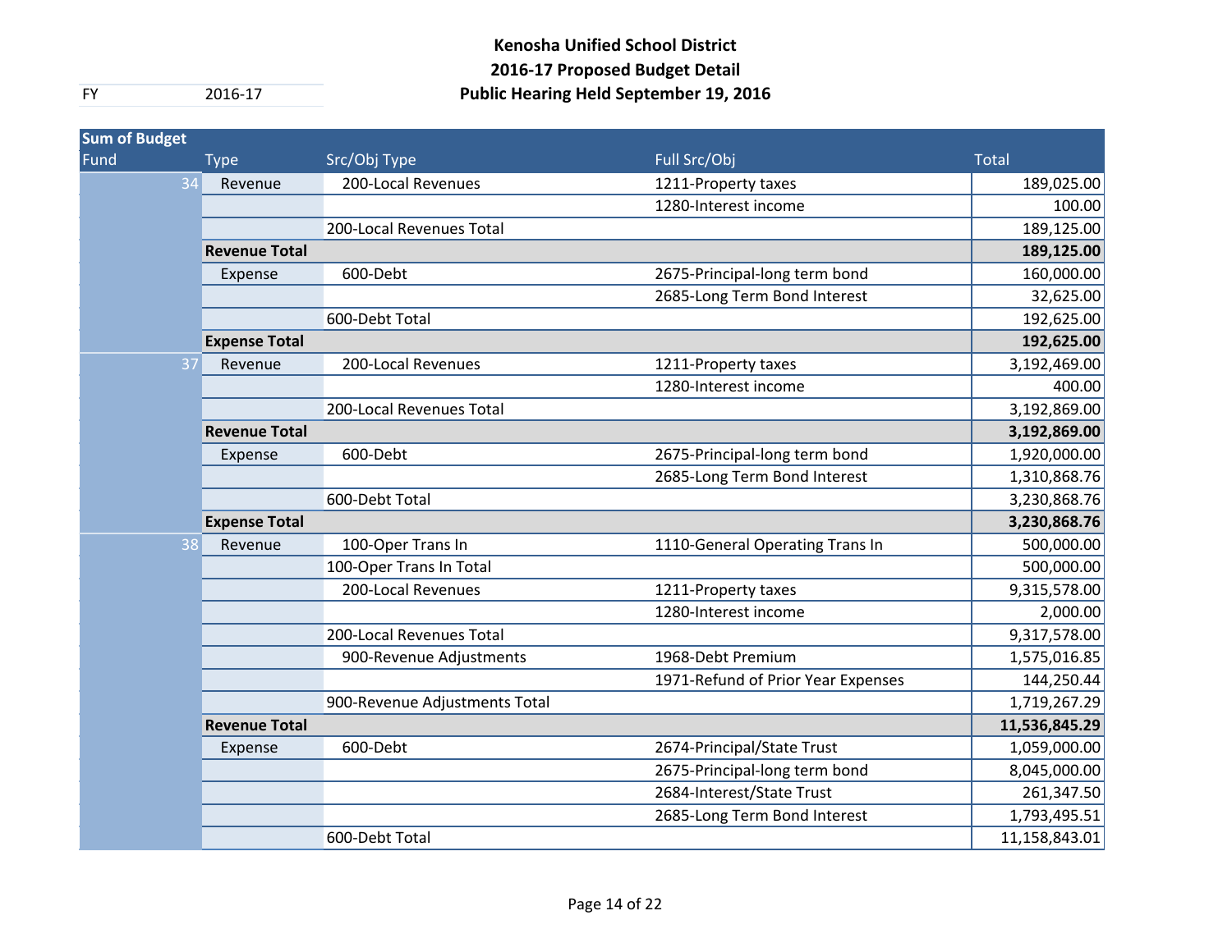# Kenosha Unified School District
## 2016-17 Proposed Budget Detail
## Public Hearing Held September 19, 2016

FY 2016-17

| Fund | Type | Src/Obj Type | Full Src/Obj | Total |
|---|---|---|---|---|
| 34 | Revenue | 200-Local Revenues | 1211-Property taxes | 189,025.00 |
| | | | 1280-Interest income | 100.00 |
| | | 200-Local Revenues Total | | 189,125.00 |
| | **Revenue Total** | | | **189,125.00** |
| | Expense | 600-Debt | 2675-Principal-long term bond | 160,000.00 |
| | | | 2685-Long Term Bond Interest | 32,625.00 |
| | | 600-Debt Total | | 192,625.00 |
| | **Expense Total** | | | **192,625.00** |
| 37 | Revenue | 200-Local Revenues | 1211-Property taxes | 3,192,469.00 |
| | | | 1280-Interest income | 400.00 |
| | | 200-Local Revenues Total | | 3,192,869.00 |
| | **Revenue Total** | | | **3,192,869.00** |
| | Expense | 600-Debt | 2675-Principal-long term bond | 1,920,000.00 |
| | | | 2685-Long Term Bond Interest | 1,310,868.76 |
| | | 600-Debt Total | | 3,230,868.76 |
| | **Expense Total** | | | **3,230,868.76** |
| 38 | Revenue | 100-Oper Trans In | 1110-General Operating Trans In | 500,000.00 |
| | | 100-Oper Trans In Total | | 500,000.00 |
| | | 200-Local Revenues | 1211-Property taxes | 9,315,578.00 |
| | | | 1280-Interest income | 2,000.00 |
| | | 200-Local Revenues Total | | 9,317,578.00 |
| | | 900-Revenue Adjustments | 1968-Debt Premium | 1,575,016.85 |
| | | | 1971-Refund of Prior Year Expenses | 144,250.44 |
| | | 900-Revenue Adjustments Total | | 1,719,267.29 |
| | **Revenue Total** | | | **11,536,845.29** |
| | Expense | 600-Debt | 2674-Principal/State Trust | 1,059,000.00 |
| | | | 2675-Principal-long term bond | 8,045,000.00 |
| | | | 2684-Interest/State Trust | 261,347.50 |
| | | | 2685-Long Term Bond Interest | 1,793,495.51 |
| | | 600-Debt Total | | 11,158,843.01 |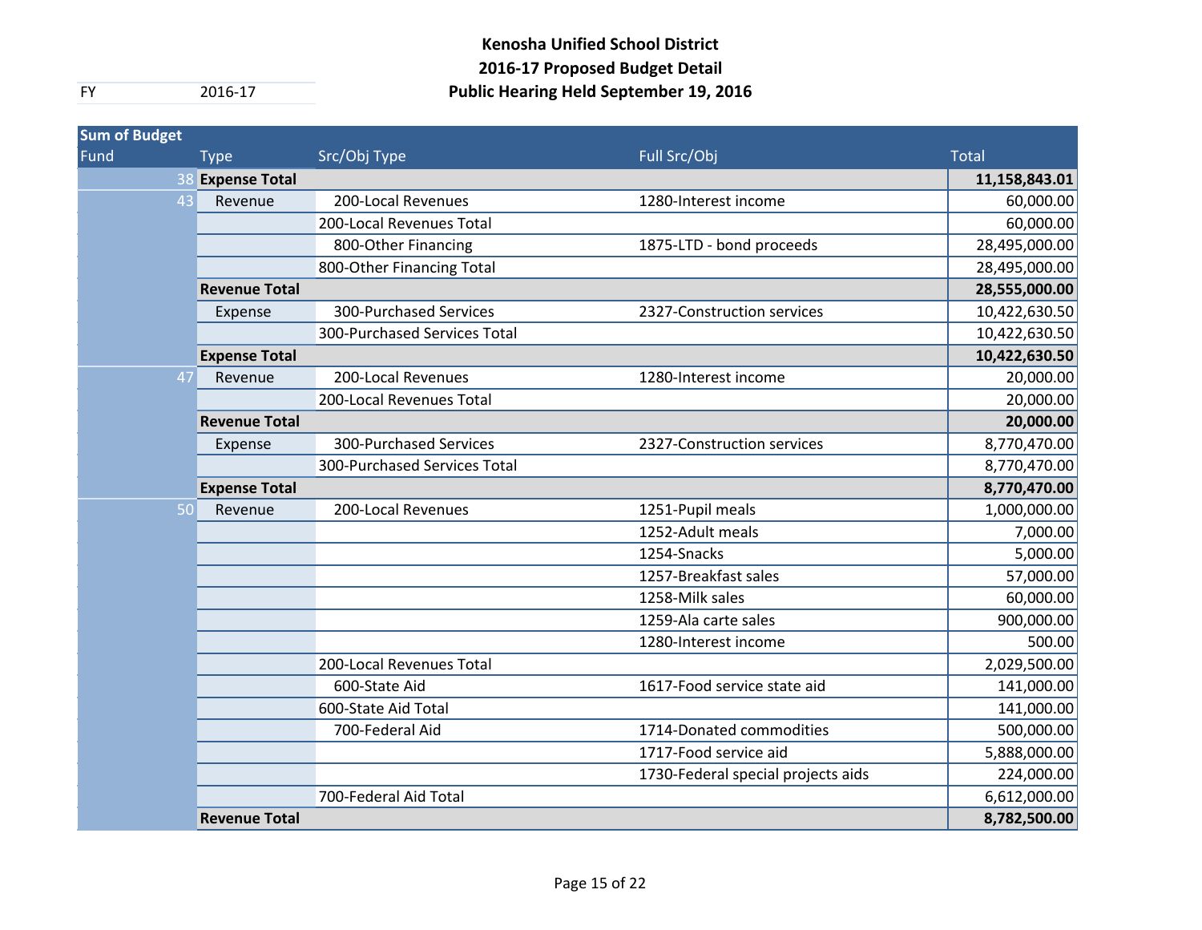# Kenosha Unified School District
## 2016-17 Proposed Budget Detail
## Public Hearing Held September 19, 2016

FY 2016-17

| Sum of Budget | | | | |
|---|---|---|---|---|
| Fund | Type | Src/Obj Type | Full Src/Obj | Total |
| 38 | **Expense Total** | | | **11,158,843.01** |
| 43 | Revenue | 200-Local Revenues | 1280-Interest income | 60,000.00 |
| | | 200-Local Revenues Total | | 60,000.00 |
| | | 800-Other Financing | 1875-LTD - bond proceeds | 28,495,000.00 |
| | | 800-Other Financing Total | | 28,495,000.00 |
| | **Revenue Total** | | | **28,555,000.00** |
| | Expense | 300-Purchased Services | 2327-Construction services | 10,422,630.50 |
| | | 300-Purchased Services Total | | 10,422,630.50 |
| | **Expense Total** | | | **10,422,630.50** |
| 47 | Revenue | 200-Local Revenues | 1280-Interest income | 20,000.00 |
| | | 200-Local Revenues Total | | 20,000.00 |
| | **Revenue Total** | | | **20,000.00** |
| | Expense | 300-Purchased Services | 2327-Construction services | 8,770,470.00 |
| | | 300-Purchased Services Total | | 8,770,470.00 |
| | **Expense Total** | | | **8,770,470.00** |
| 50 | Revenue | 200-Local Revenues | 1251-Pupil meals | 1,000,000.00 |
| | | | 1252-Adult meals | 7,000.00 |
| | | | 1254-Snacks | 5,000.00 |
| | | | 1257-Breakfast sales | 57,000.00 |
| | | | 1258-Milk sales | 60,000.00 |
| | | | 1259-Ala carte sales | 900,000.00 |
| | | | 1280-Interest income | 500.00 |
| | | 200-Local Revenues Total | | 2,029,500.00 |
| | | 600-State Aid | 1617-Food service state aid | 141,000.00 |
| | | 600-State Aid Total | | 141,000.00 |
| | | 700-Federal Aid | 1714-Donated commodities | 500,000.00 |
| | | | 1717-Food service aid | 5,888,000.00 |
| | | | 1730-Federal special projects aids | 224,000.00 |
| | | 700-Federal Aid Total | | 6,612,000.00 |
| | **Revenue Total** | | | **8,782,500.00** |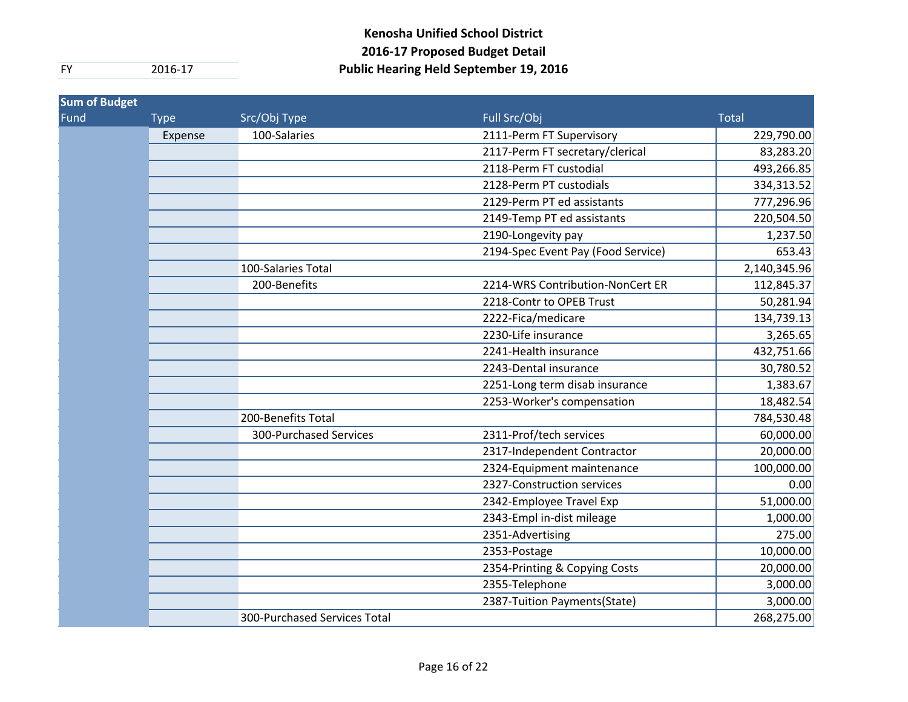**Kenosha Unified School District**
**2016-17 Proposed Budget Detail**
**Public Hearing Held September 19, 2016**

FY 2016-17

| Sum of Budget | | | | |
|---|---|---|---|---|
| Fund | Type | Src/Obj Type | Full Src/Obj | Total |
| | Expense | 100-Salaries | 2111-Perm FT Supervisory | 229,790.00 |
| | | | 2117-Perm FT secretary/clerical | 83,283.20 |
| | | | 2118-Perm FT custodial | 493,266.85 |
| | | | 2128-Perm PT custodials | 334,313.52 |
| | | | 2129-Perm PT ed assistants | 777,296.96 |
| | | | 2149-Temp PT ed assistants | 220,504.50 |
| | | | 2190-Longevity pay | 1,237.50 |
| | | | 2194-Spec Event Pay (Food Service) | 653.43 |
| | | 100-Salaries Total | | 2,140,345.96 |
| | | 200-Benefits | 2214-WRS Contribution-NonCert ER | 112,845.37 |
| | | | 2218-Contr to OPEB Trust | 50,281.94 |
| | | | 2222-Fica/medicare | 134,739.13 |
| | | | 2230-Life insurance | 3,265.65 |
| | | | 2241-Health insurance | 432,751.66 |
| | | | 2243-Dental insurance | 30,780.52 |
| | | | 2251-Long term disab insurance | 1,383.67 |
| | | | 2253-Worker's compensation | 18,482.54 |
| | | 200-Benefits Total | | 784,530.48 |
| | | 300-Purchased Services | 2311-Prof/tech services | 60,000.00 |
| | | | 2317-Independent Contractor | 20,000.00 |
| | | | 2324-Equipment maintenance | 100,000.00 |
| | | | 2327-Construction services | 0.00 |
| | | | 2342-Employee Travel Exp | 51,000.00 |
| | | | 2343-Empl in-dist mileage | 1,000.00 |
| | | | 2351-Advertising | 275.00 |
| | | | 2353-Postage | 10,000.00 |
| | | | 2354-Printing & Copying Costs | 20,000.00 |
| | | | 2355-Telephone | 3,000.00 |
| | | | 2387-Tuition Payments(State) | 3,000.00 |
| | | 300-Purchased Services Total | | 268,275.00 |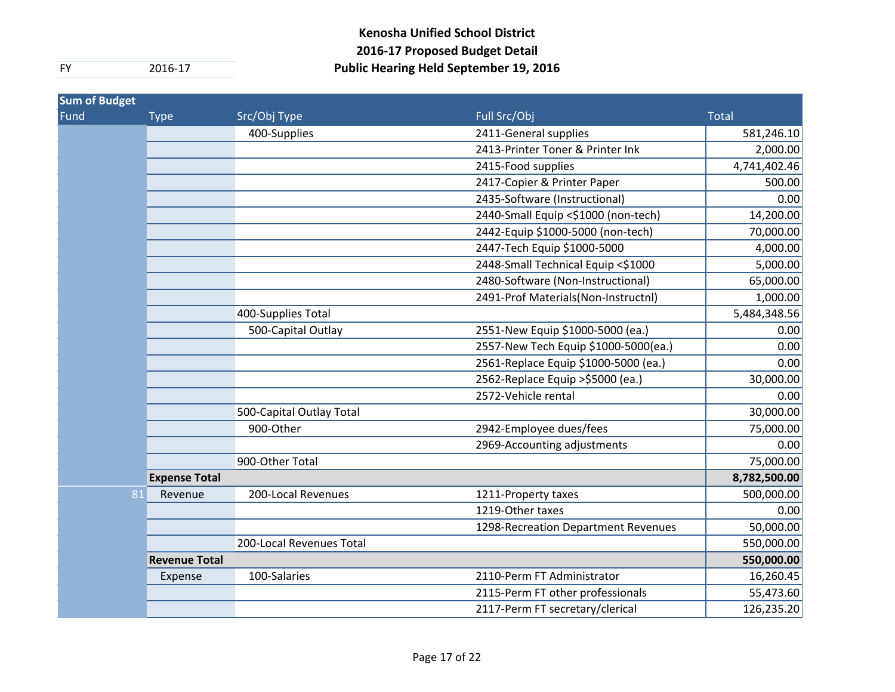# Kenosha Unified School District
## 2016-17 Proposed Budget Detail
## Public Hearing Held September 19, 2016

FY 2016-17

| Sum of Budget | | | | |
|---|---|---|---|---|
| Fund | Type | Src/Obj Type | Full Src/Obj | Total |
| | | 400-Supplies | 2411-General supplies | 581,246.10 |
| | | | 2413-Printer Toner & Printer Ink | 2,000.00 |
| | | | 2415-Food supplies | 4,741,402.46 |
| | | | 2417-Copier & Printer Paper | 500.00 |
| | | | 2435-Software (Instructional) | 0.00 |
| | | | 2440-Small Equip <$1000 (non-tech) | 14,200.00 |
| | | | 2442-Equip $1000-5000 (non-tech) | 70,000.00 |
| | | | 2447-Tech Equip $1000-5000 | 4,000.00 |
| | | | 2448-Small Technical Equip <$1000 | 5,000.00 |
| | | | 2480-Software (Non-Instructional) | 65,000.00 |
| | | | 2491-Prof Materials(Non-Instructnl) | 1,000.00 |
| | | 400-Supplies Total | | 5,484,348.56 |
| | | 500-Capital Outlay | 2551-New Equip $1000-5000 (ea.) | 0.00 |
| | | | 2557-New Tech Equip $1000-5000(ea.) | 0.00 |
| | | | 2561-Replace Equip $1000-5000 (ea.) | 0.00 |
| | | | 2562-Replace Equip >$5000 (ea.) | 30,000.00 |
| | | | 2572-Vehicle rental | 0.00 |
| | | 500-Capital Outlay Total | | 30,000.00 |
| | | 900-Other | 2942-Employee dues/fees | 75,000.00 |
| | | | 2969-Accounting adjustments | 0.00 |
| | | 900-Other Total | | 75,000.00 |
| | **Expense Total** | | | **8,782,500.00** |
| 81 | Revenue | 200-Local Revenues | 1211-Property taxes | 500,000.00 |
| | | | 1219-Other taxes | 0.00 |
| | | | 1298-Recreation Department Revenues | 50,000.00 |
| | | 200-Local Revenues Total | | 550,000.00 |
| | **Revenue Total** | | | **550,000.00** |
| | Expense | 100-Salaries | 2110-Perm FT Administrator | 16,260.45 |
| | | | 2115-Perm FT other professionals | 55,473.60 |
| | | | 2117-Perm FT secretary/clerical | 126,235.20 |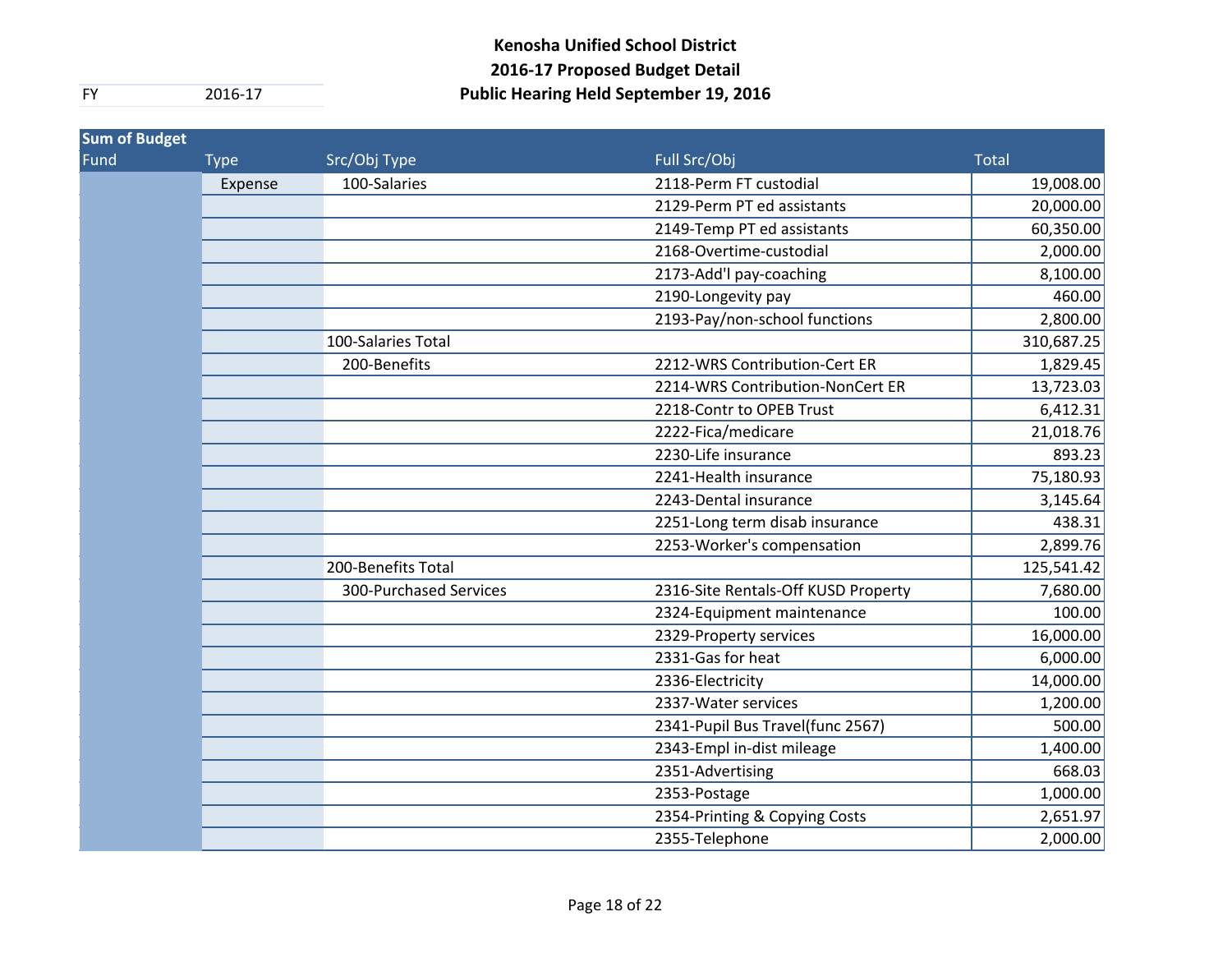# Kenosha Unified School District
## 2016-17 Proposed Budget Detail
## Public Hearing Held September 19, 2016

| FY | 2016-17 |
|---|---|

| Sum of Budget | | | | |
|---|---|---|---|---|
| Fund | Type | Src/Obj Type | Full Src/Obj | Total |
| | Expense | 100-Salaries | 2118-Perm FT custodial | 19,008.00 |
| | | | 2129-Perm PT ed assistants | 20,000.00 |
| | | | 2149-Temp PT ed assistants | 60,350.00 |
| | | | 2168-Overtime-custodial | 2,000.00 |
| | | | 2173-Add'l pay-coaching | 8,100.00 |
| | | | 2190-Longevity pay | 460.00 |
| | | | 2193-Pay/non-school functions | 2,800.00 |
| | | 100-Salaries Total | | 310,687.25 |
| | | 200-Benefits | 2212-WRS Contribution-Cert ER | 1,829.45 |
| | | | 2214-WRS Contribution-NonCert ER | 13,723.03 |
| | | | 2218-Contr to OPEB Trust | 6,412.31 |
| | | | 2222-Fica/medicare | 21,018.76 |
| | | | 2230-Life insurance | 893.23 |
| | | | 2241-Health insurance | 75,180.93 |
| | | | 2243-Dental insurance | 3,145.64 |
| | | | 2251-Long term disab insurance | 438.31 |
| | | | 2253-Worker's compensation | 2,899.76 |
| | | 200-Benefits Total | | 125,541.42 |
| | | 300-Purchased Services | 2316-Site Rentals-Off KUSD Property | 7,680.00 |
| | | | 2324-Equipment maintenance | 100.00 |
| | | | 2329-Property services | 16,000.00 |
| | | | 2331-Gas for heat | 6,000.00 |
| | | | 2336-Electricity | 14,000.00 |
| | | | 2337-Water services | 1,200.00 |
| | | | 2341-Pupil Bus Travel(func 2567) | 500.00 |
| | | | 2343-Empl in-dist mileage | 1,400.00 |
| | | | 2351-Advertising | 668.03 |
| | | | 2353-Postage | 1,000.00 |
| | | | 2354-Printing & Copying Costs | 2,651.97 |
| | | | 2355-Telephone | 2,000.00 |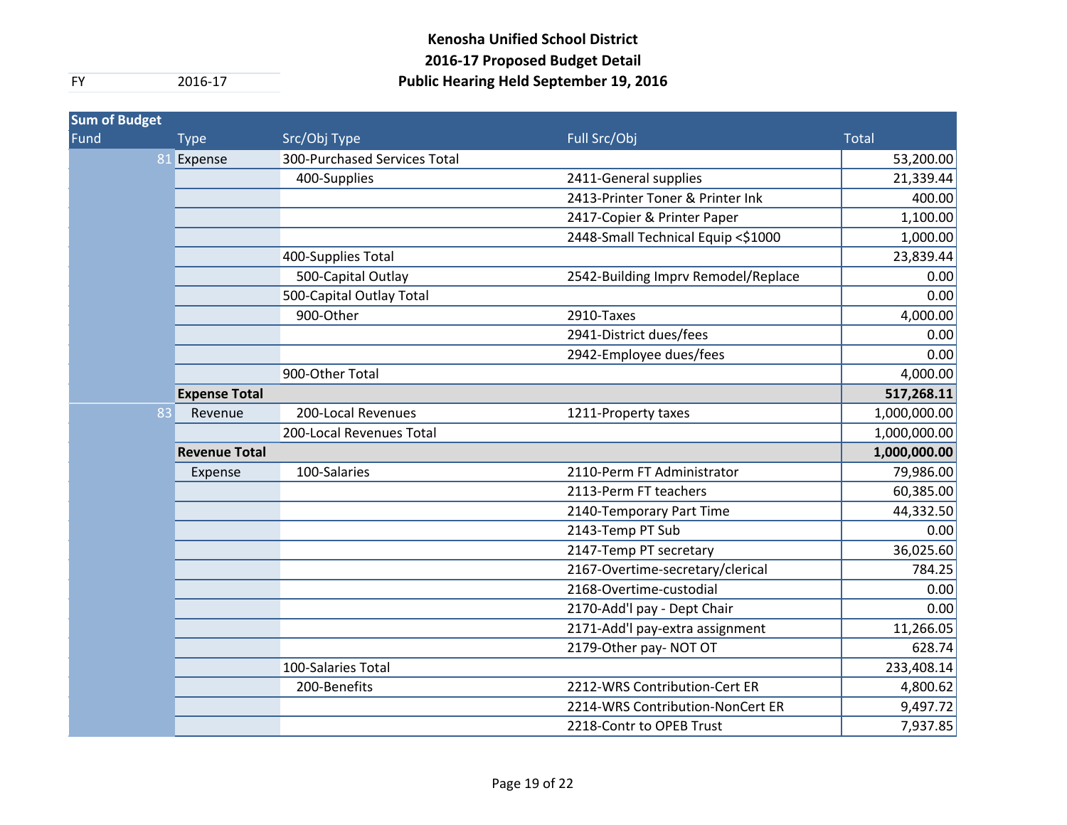# Kenosha Unified School District
## 2016-17 Proposed Budget Detail
## Public Hearing Held September 19, 2016

FY 2016-17

| Sum of Budget | | | | |
|---|---|---|---|---|
| Fund | Type | Src/Obj Type | Full Src/Obj | Total |
| 81 | Expense | 300-Purchased Services Total | | 53,200.00 |
| | | 400-Supplies | 2411-General supplies | 21,339.44 |
| | | | 2413-Printer Toner & Printer Ink | 400.00 |
| | | | 2417-Copier & Printer Paper | 1,100.00 |
| | | | 2448-Small Technical Equip <$1000 | 1,000.00 |
| | | 400-Supplies Total | | 23,839.44 |
| | | 500-Capital Outlay | 2542-Building Imprv Remodel/Replace | 0.00 |
| | | 500-Capital Outlay Total | | 0.00 |
| | | 900-Other | 2910-Taxes | 4,000.00 |
| | | | 2941-District dues/fees | 0.00 |
| | | | 2942-Employee dues/fees | 0.00 |
| | | 900-Other Total | | 4,000.00 |
| | **Expense Total** | | | **517,268.11** |
| 83 | Revenue | 200-Local Revenues | 1211-Property taxes | 1,000,000.00 |
| | | 200-Local Revenues Total | | 1,000,000.00 |
| | **Revenue Total** | | | **1,000,000.00** |
| | Expense | 100-Salaries | 2110-Perm FT Administrator | 79,986.00 |
| | | | 2113-Perm FT teachers | 60,385.00 |
| | | | 2140-Temporary Part Time | 44,332.50 |
| | | | 2143-Temp PT Sub | 0.00 |
| | | | 2147-Temp PT secretary | 36,025.60 |
| | | | 2167-Overtime-secretary/clerical | 784.25 |
| | | | 2168-Overtime-custodial | 0.00 |
| | | | 2170-Add'l pay - Dept Chair | 0.00 |
| | | | 2171-Add'l pay-extra assignment | 11,266.05 |
| | | | 2179-Other pay- NOT OT | 628.74 |
| | | 100-Salaries Total | | 233,408.14 |
| | | 200-Benefits | 2212-WRS Contribution-Cert ER | 4,800.62 |
| | | | 2214-WRS Contribution-NonCert ER | 9,497.72 |
| | | | 2218-Contr to OPEB Trust | 7,937.85 |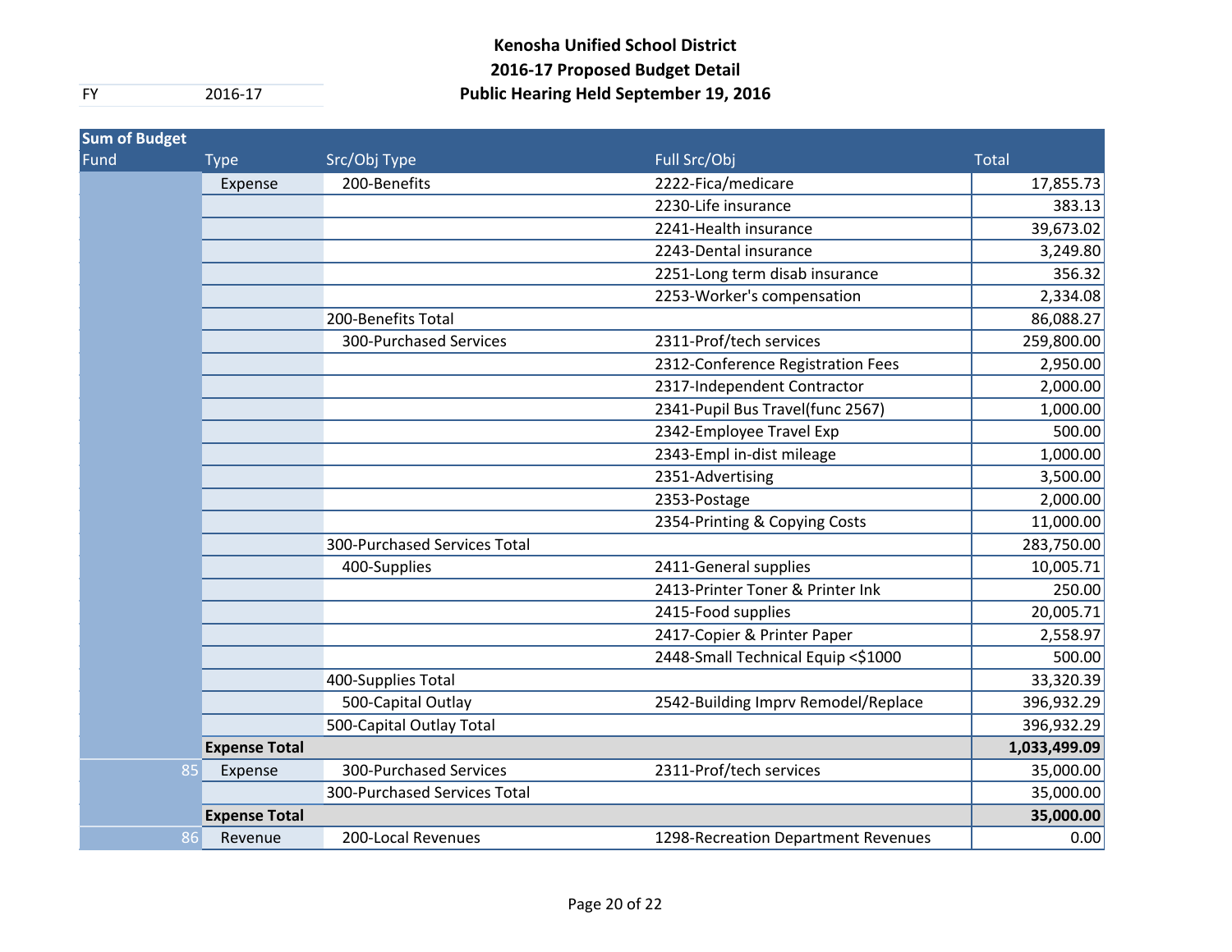**Kenosha Unified School District**
**2016-17 Proposed Budget Detail**
**Public Hearing Held September 19, 2016**

| FY | 2016-17 |
|---|---|

| Sum of Budget | | | | |
|---|---|---|---|---|
| Fund | Type | Src/Obj Type | Full Src/Obj | Total |
| | Expense | 200-Benefits | 2222-Fica/medicare | 17,855.73 |
| | | | 2230-Life insurance | 383.13 |
| | | | 2241-Health insurance | 39,673.02 |
| | | | 2243-Dental insurance | 3,249.80 |
| | | | 2251-Long term disab insurance | 356.32 |
| | | | 2253-Worker's compensation | 2,334.08 |
| | | 200-Benefits Total | | 86,088.27 |
| | | 300-Purchased Services | 2311-Prof/tech services | 259,800.00 |
| | | | 2312-Conference Registration Fees | 2,950.00 |
| | | | 2317-Independent Contractor | 2,000.00 |
| | | | 2341-Pupil Bus Travel(func 2567) | 1,000.00 |
| | | | 2342-Employee Travel Exp | 500.00 |
| | | | 2343-Empl in-dist mileage | 1,000.00 |
| | | | 2351-Advertising | 3,500.00 |
| | | | 2353-Postage | 2,000.00 |
| | | | 2354-Printing & Copying Costs | 11,000.00 |
| | | 300-Purchased Services Total | | 283,750.00 |
| | | 400-Supplies | 2411-General supplies | 10,005.71 |
| | | | 2413-Printer Toner & Printer Ink | 250.00 |
| | | | 2415-Food supplies | 20,005.71 |
| | | | 2417-Copier & Printer Paper | 2,558.97 |
| | | | 2448-Small Technical Equip <$1000 | 500.00 |
| | | 400-Supplies Total | | 33,320.39 |
| | | 500-Capital Outlay | 2542-Building Imprv Remodel/Replace | 396,932.29 |
| | | 500-Capital Outlay Total | | 396,932.29 |
| | **Expense Total** | | | **1,033,499.09** |
| 85 | Expense | 300-Purchased Services | 2311-Prof/tech services | 35,000.00 |
| | | 300-Purchased Services Total | | 35,000.00 |
| | **Expense Total** | | | **35,000.00** |
| 86 | Revenue | 200-Local Revenues | 1298-Recreation Department Revenues | 0.00 |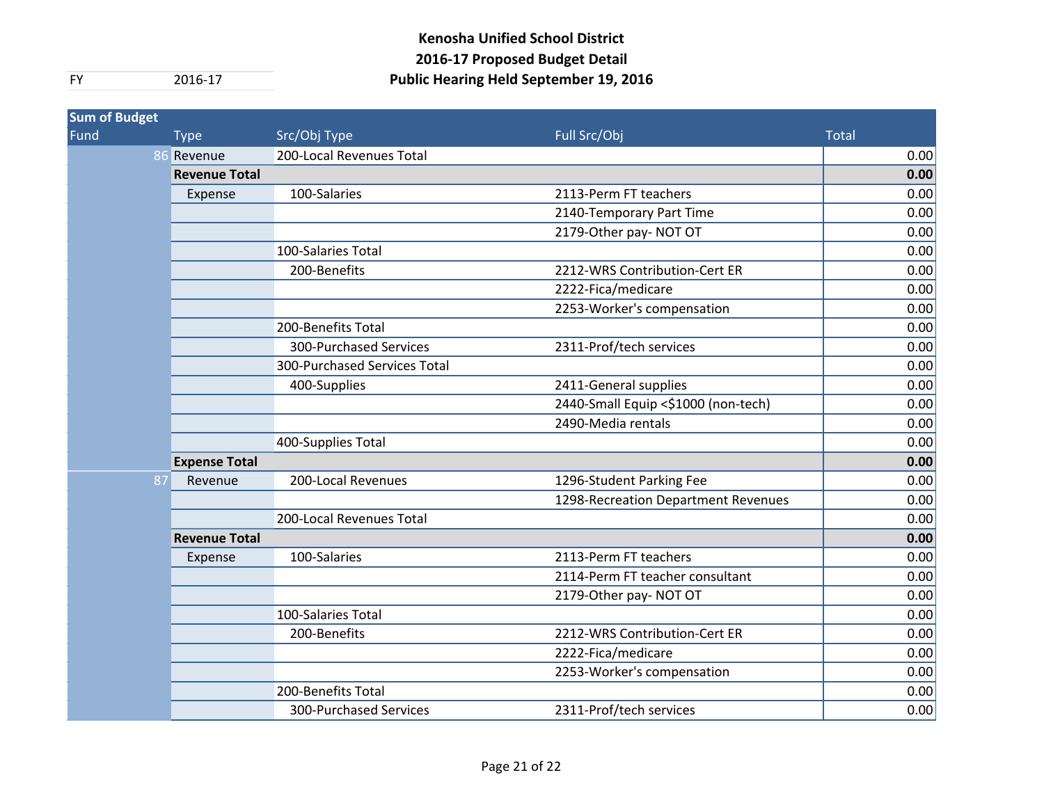# Kenosha Unified School District
## 2016-17 Proposed Budget Detail
## Public Hearing Held September 19, 2016

FY 2016-17

| Sum of Budget | | | | |
|---|---|---|---|---|
| Fund | Type | Src/Obj Type | Full Src/Obj | Total |
| 86 | Revenue | 200-Local Revenues Total | | 0.00 |
| | **Revenue Total** | | | **0.00** |
| | Expense | 100-Salaries | 2113-Perm FT teachers | 0.00 |
| | | | 2140-Temporary Part Time | 0.00 |
| | | | 2179-Other pay- NOT OT | 0.00 |
| | | 100-Salaries Total | | 0.00 |
| | | 200-Benefits | 2212-WRS Contribution-Cert ER | 0.00 |
| | | | 2222-Fica/medicare | 0.00 |
| | | | 2253-Worker's compensation | 0.00 |
| | | 200-Benefits Total | | 0.00 |
| | | 300-Purchased Services | 2311-Prof/tech services | 0.00 |
| | | 300-Purchased Services Total | | 0.00 |
| | | 400-Supplies | 2411-General supplies | 0.00 |
| | | | 2440-Small Equip <$1000 (non-tech) | 0.00 |
| | | | 2490-Media rentals | 0.00 |
| | | 400-Supplies Total | | 0.00 |
| | **Expense Total** | | | **0.00** |
| 87 | Revenue | 200-Local Revenues | 1296-Student Parking Fee | 0.00 |
| | | | 1298-Recreation Department Revenues | 0.00 |
| | | 200-Local Revenues Total | | 0.00 |
| | **Revenue Total** | | | **0.00** |
| | Expense | 100-Salaries | 2113-Perm FT teachers | 0.00 |
| | | | 2114-Perm FT teacher consultant | 0.00 |
| | | | 2179-Other pay- NOT OT | 0.00 |
| | | 100-Salaries Total | | 0.00 |
| | | 200-Benefits | 2212-WRS Contribution-Cert ER | 0.00 |
| | | | 2222-Fica/medicare | 0.00 |
| | | | 2253-Worker's compensation | 0.00 |
| | | 200-Benefits Total | | 0.00 |
| | | 300-Purchased Services | 2311-Prof/tech services | 0.00 |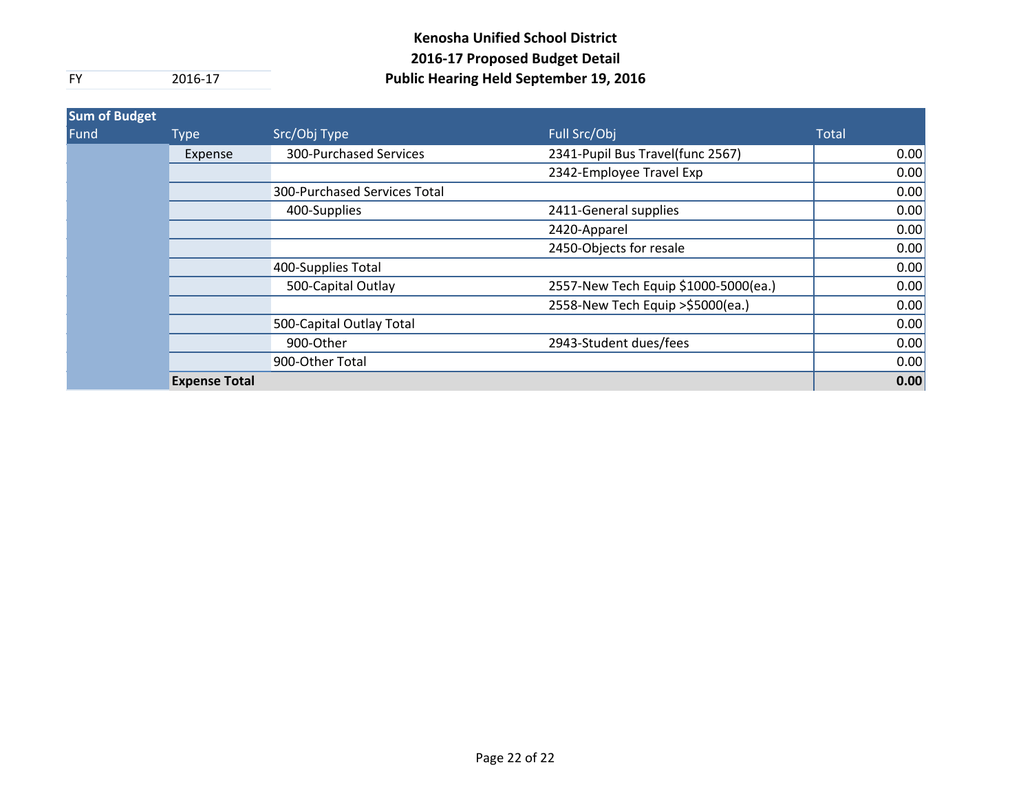# Kenosha Unified School District
## 2016-17 Proposed Budget Detail
## Public Hearing Held September 19, 2016

FY 2016-17

| Sum of Budget | | | | |
|---|---|---|---|---|
| Fund | Type | Src/Obj Type | Full Src/Obj | Total |
| | Expense | 300-Purchased Services | 2341-Pupil Bus Travel(func 2567) | 0.00 |
| | | | 2342-Employee Travel Exp | 0.00 |
| | | 300-Purchased Services Total | | 0.00 |
| | | 400-Supplies | 2411-General supplies | 0.00 |
| | | | 2420-Apparel | 0.00 |
| | | | 2450-Objects for resale | 0.00 |
| | | 400-Supplies Total | | 0.00 |
| | | 500-Capital Outlay | 2557-New Tech Equip $1000-5000(ea.) | 0.00 |
| | | | 2558-New Tech Equip >$5000(ea.) | 0.00 |
| | | 500-Capital Outlay Total | | 0.00 |
| | | 900-Other | 2943-Student dues/fees | 0.00 |
| | | 900-Other Total | | 0.00 |
| | **Expense Total** | | | **0.00** |